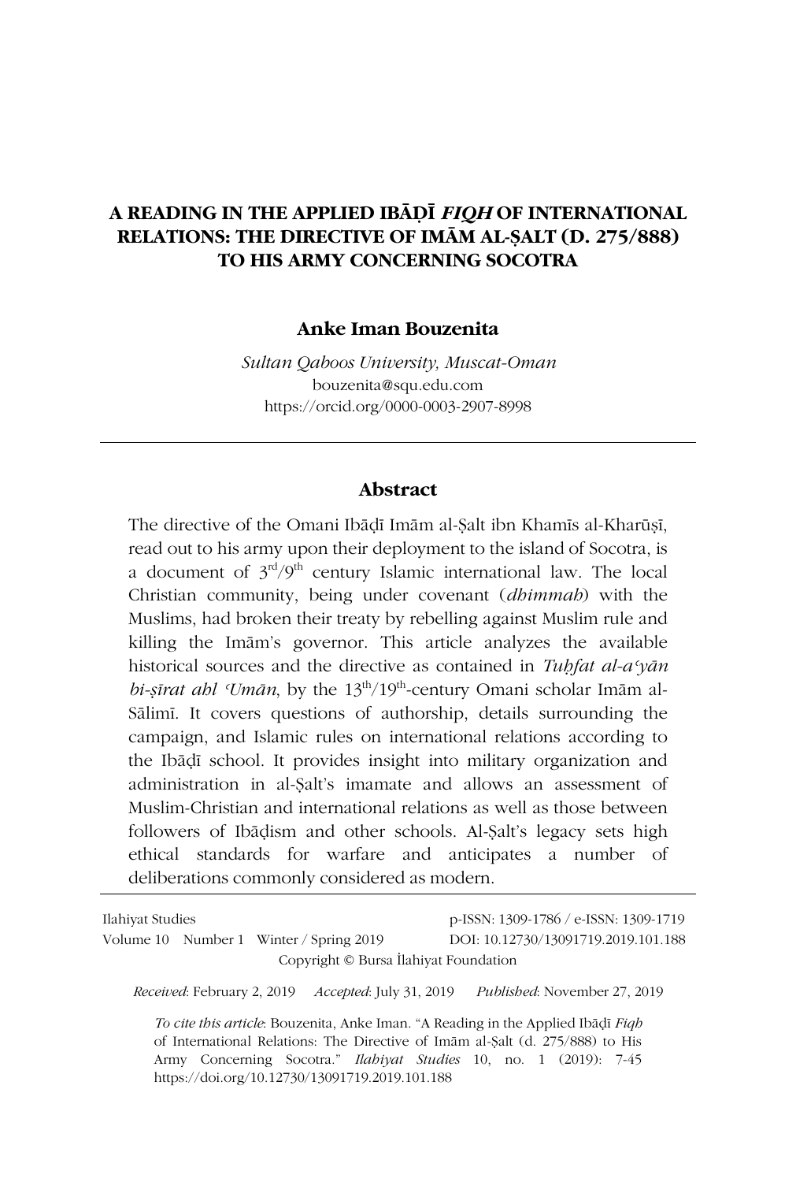# A READING IN THE APPLIED IBĀḌĪ *FIQH* OF INTERNATIONAL RELATIONS: THE DIRECTIVE OF IMĀM AL-ṢALT (D. 275/888) TO HIS ARMY CONCERNING SOCOTRA

**Anke Iman Bouzenita**

*Sultan Qaboos University, Muscat-Oman*
bouzenita@squ.edu.com
https://orcid.org/0000-0003-2907-8998

## Abstract

The directive of the Omani Ibāḍī Imām al-Ṣalt ibn Khamīs al-Kharūṣī, read out to his army upon their deployment to the island of Socotra, is a document of 3rd/9th century Islamic international law. The local Christian community, being under covenant (*dhimmah*) with the Muslims, had broken their treaty by rebelling against Muslim rule and killing the Imām's governor. This article analyzes the available historical sources and the directive as contained in *Tuḥfat al-aʿyān bi-ṣīrat ahl ʿUmān*, by the 13th/19th-century Omani scholar Imām al-Sālimī. It covers questions of authorship, details surrounding the campaign, and Islamic rules on international relations according to the Ibāḍī school. It provides insight into military organization and administration in al-Ṣalt's imamate and allows an assessment of Muslim-Christian and international relations as well as those between followers of Ibāḍism and other schools. Al-Ṣalt's legacy sets high ethical standards for warfare and anticipates a number of deliberations commonly considered as modern.

Ilahiyat Studies p-ISSN: 1309-1786 / e-ISSN: 1309-1719
Volume 10 Number 1 Winter / Spring 2019 DOI: 10.12730/13091719.2019.101.188
Copyright © Bursa İlahiyat Foundation

*Received*: February 2, 2019 *Accepted*: July 31, 2019 *Published*: November 27, 2019

*To cite this article*: Bouzenita, Anke Iman. "A Reading in the Applied Ibāḍī *Fiqh* of International Relations: The Directive of Imām al-Ṣalt (d. 275/888) to His Army Concerning Socotra." *Ilahiyat Studies* 10, no. 1 (2019): 7-45 https://doi.org/10.12730/13091719.2019.101.188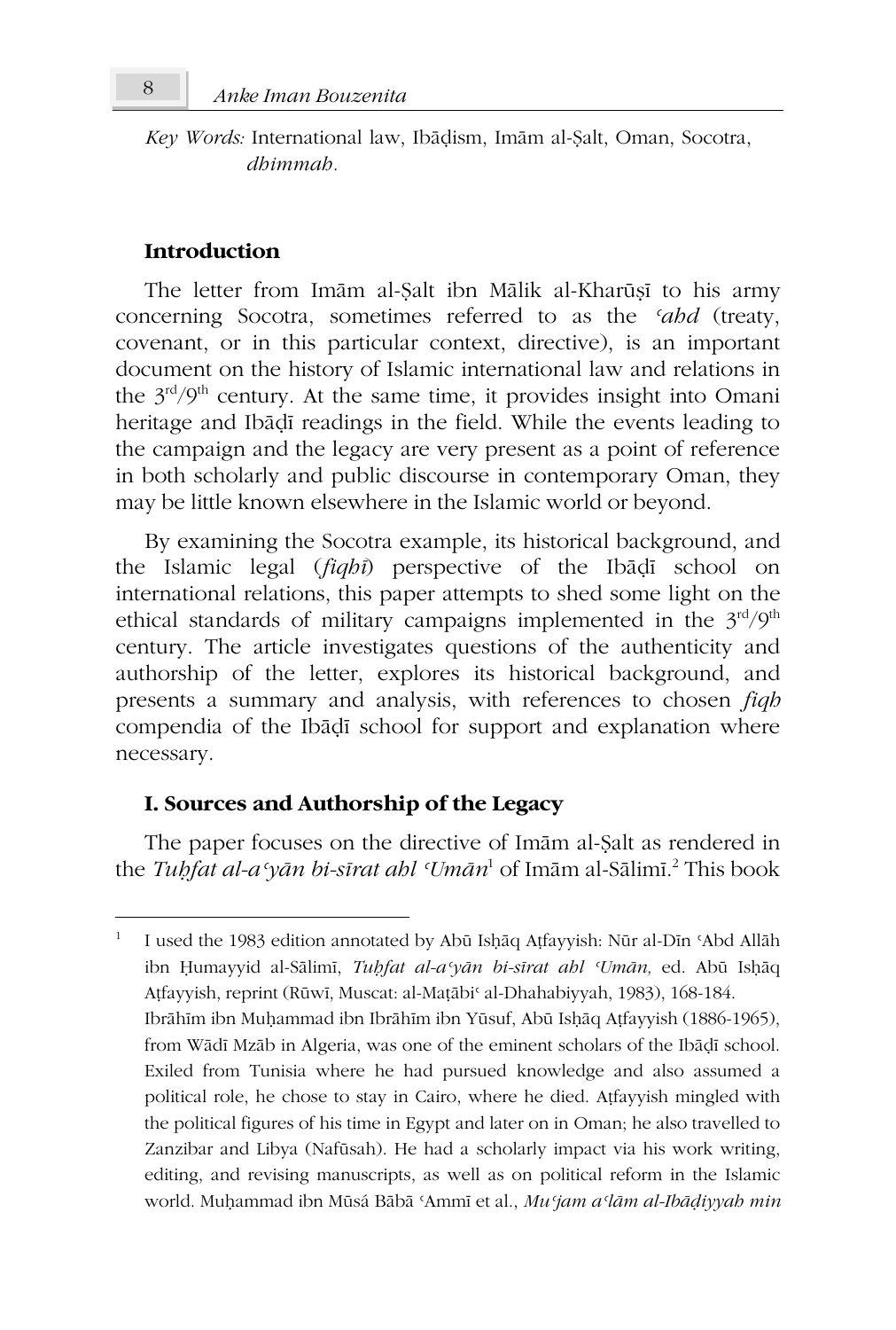*Key Words:* International law, Ibāḍism, Imām al-Ṣalt, Oman, Socotra, *dhimmah*.

## Introduction

The letter from Imām al-Ṣalt ibn Mālik al-Kharūṣī to his army concerning Socotra, sometimes referred to as the *ʿahd* (treaty, covenant, or in this particular context, directive), is an important document on the history of Islamic international law and relations in the 3rd/9th century. At the same time, it provides insight into Omani heritage and Ibāḍī readings in the field. While the events leading to the campaign and the legacy are very present as a point of reference in both scholarly and public discourse in contemporary Oman, they may be little known elsewhere in the Islamic world or beyond.

By examining the Socotra example, its historical background, and the Islamic legal (*fiqhī*) perspective of the Ibāḍī school on international relations, this paper attempts to shed some light on the ethical standards of military campaigns implemented in the 3rd/9th century. The article investigates questions of the authenticity and authorship of the letter, explores its historical background, and presents a summary and analysis, with references to chosen *fiqh* compendia of the Ibāḍī school for support and explanation where necessary.

## I. Sources and Authorship of the Legacy

The paper focuses on the directive of Imām al-Ṣalt as rendered in the *Tuḥfat al-aʿyān bi-sīrat ahl ʿUmān*[1] of Imām al-Sālimī.[2] This book

---

[1] I used the 1983 edition annotated by Abū Isḥāq Aṭfayyish: Nūr al-Dīn ʿAbd Allāh ibn Ḥumayyid al-Sālimī, *Tuḥfat al-aʿyān bi-sīrat ahl ʿUmān,* ed. Abū Isḥāq Aṭfayyish, reprint (Rūwī, Muscat: al-Maṭābiʿ al-Dhahabiyyah, 1983), 168-184.

Ibrāhīm ibn Muḥammad ibn Ibrāhīm ibn Yūsuf, Abū Isḥāq Aṭfayyish (1886-1965), from Wādī Mzāb in Algeria, was one of the eminent scholars of the Ibāḍī school. Exiled from Tunisia where he had pursued knowledge and also assumed a political role, he chose to stay in Cairo, where he died. Aṭfayyish mingled with the political figures of his time in Egypt and later on in Oman; he also travelled to Zanzibar and Libya (Nafūsah). He had a scholarly impact via his work writing, editing, and revising manuscripts, as well as on political reform in the Islamic world. Muḥammad ibn Mūsá Bābā ʿAmmī et al., *Muʿjam aʿlām al-Ibāḍiyyah min*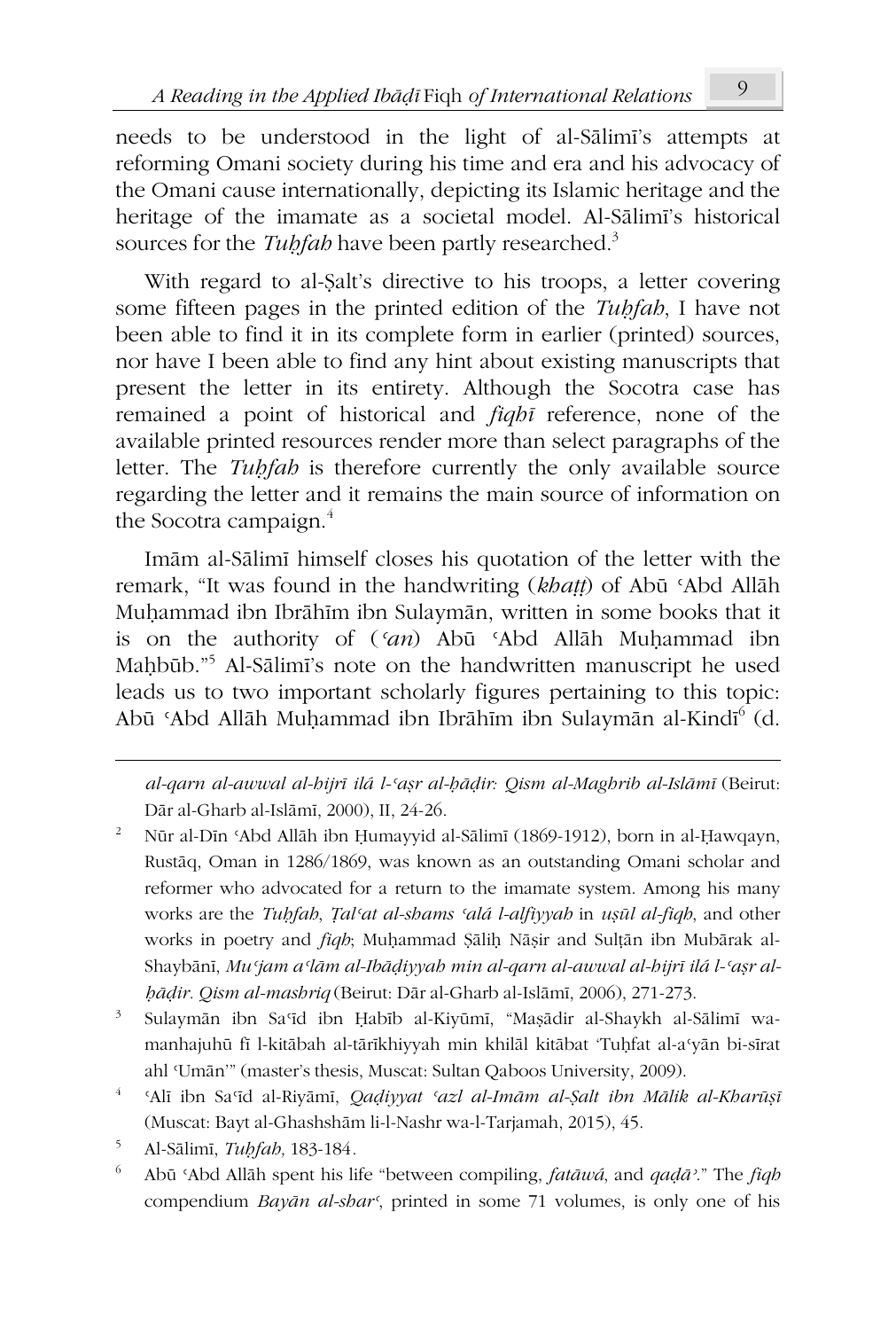needs to be understood in the light of al-Sālimī's attempts at reforming Omani society during his time and era and his advocacy of the Omani cause internationally, depicting its Islamic heritage and the heritage of the imamate as a societal model. Al-Sālimī's historical sources for the *Tuḥfah* have been partly researched.[3]

With regard to al-Ṣalt's directive to his troops, a letter covering some fifteen pages in the printed edition of the *Tuḥfah*, I have not been able to find it in its complete form in earlier (printed) sources, nor have I been able to find any hint about existing manuscripts that present the letter in its entirety. Although the Socotra case has remained a point of historical and *fiqhī* reference, none of the available printed resources render more than select paragraphs of the letter. The *Tuḥfah* is therefore currently the only available source regarding the letter and it remains the main source of information on the Socotra campaign.[4]

Imām al-Sālimī himself closes his quotation of the letter with the remark, "It was found in the handwriting (*khaṭṭ*) of Abū ʿAbd Allāh Muḥammad ibn Ibrāhīm ibn Sulaymān, written in some books that it is on the authority of (*ʿan*) Abū ʿAbd Allāh Muḥammad ibn Maḥbūb."[5] Al-Sālimī's note on the handwritten manuscript he used leads us to two important scholarly figures pertaining to this topic: Abū ʿAbd Allāh Muḥammad ibn Ibrāhīm ibn Sulaymān al-Kindī[6] (d.

---

*al-qarn al-awwal al-hijrī ilá l-ʿaṣr al-ḥāḍir: Qism al-Maghrib al-Islāmī* (Beirut: Dār al-Gharb al-Islāmī, 2000), II, 24-26.

[2] Nūr al-Dīn ʿAbd Allāh ibn Ḥumayyid al-Sālimī (1869-1912), born in al-Ḥawqayn, Rustāq, Oman in 1286/1869, was known as an outstanding Omani scholar and reformer who advocated for a return to the imamate system. Among his many works are the *Tuḥfah*, *Ṭalʿat al-shams ʿalá l-alfiyyah* in *uṣūl al-fiqh*, and other works in poetry and *fiqh*; Muḥammad Ṣāliḥ Nāṣir and Sulṭān ibn Mubārak al-Shaybānī, *Muʿjam aʿlām al-Ibāḍiyyah min al-qarn al-awwal al-hijrī ilá l-ʿaṣr al-ḥāḍir. Qism al-mashriq* (Beirut: Dār al-Gharb al-Islāmī, 2006), 271-273.

[3] Sulaymān ibn Saʿīd ibn Ḥabīb al-Kiyūmī, "Maṣādir al-Shaykh al-Sālimī wa-manhajuhū fī l-kitābah al-tārīkhiyyah min khilāl kitābat 'Tuḥfat al-aʿyān bi-sīrat ahl ʿUmān'" (master's thesis, Muscat: Sultan Qaboos University, 2009).

[4] ʿAlī ibn Saʿīd al-Riyāmī, *Qaḍiyyat ʿazl al-Imām al-Ṣalt ibn Mālik al-Kharūṣī* (Muscat: Bayt al-Ghashshām li-l-Nashr wa-l-Tarjamah, 2015), 45.

[5] Al-Sālimī, *Tuḥfah,* 183-184.

[6] Abū ʿAbd Allāh spent his life "between compiling, *fatāwá*, and *qaḍāʾ*." The *fiqh* compendium *Bayān al-sharʿ*, printed in some 71 volumes, is only one of his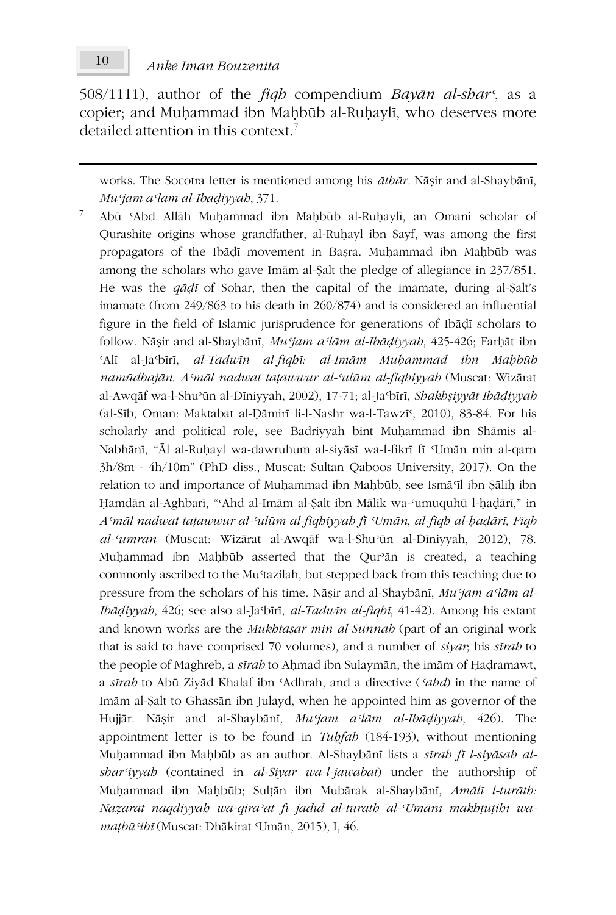508/1111), author of the *fiqh* compendium *Bayān al-sharʿ*, as a copier; and Muḥammad ibn Maḥbūb al-Ruḥaylī, who deserves more detailed attention in this context.[7]

---

works. The Socotra letter is mentioned among his *āthār*. Nāṣir and al-Shaybānī, *Muʿjam aʿlām al-Ibāḍiyyah*, 371.

[7] Abū ʿAbd Allāh Muḥammad ibn Maḥbūb al-Ruḥaylī, an Omani scholar of Qurashite origins whose grandfather, al-Ruḥayl ibn Sayf, was among the first propagators of the Ibāḍī movement in Baṣra. Muḥammad ibn Maḥbūb was among the scholars who gave Imām al-Ṣalt the pledge of allegiance in 237/851. He was the *qāḍī* of Sohar, then the capital of the imamate, during al-Ṣalt's imamate (from 249/863 to his death in 260/874) and is considered an influential figure in the field of Islamic jurisprudence for generations of Ibāḍī scholars to follow. Nāṣir and al-Shaybānī, *Muʿjam aʿlām al-Ibāḍiyyah*, 425-426; Farḥāt ibn ʿAlī al-Jaʿbīrī, *al-Tadwīn al-fiqhī: al-Imām Muḥammad ibn Maḥbūb namūdhajān. Aʿmāl nadwat taṭawwur al-ʿulūm al-fiqhiyyah* (Muscat: Wizārat al-Awqāf wa-l-Shuʾūn al-Dīniyyah, 2002), 17-71; al-Jaʿbīrī, *Shakhṣiyyāt Ibāḍiyyah* (al-Sīb, Oman: Maktabat al-Ḍāmirī li-l-Nashr wa-l-Tawzīʿ, 2010), 83-84. For his scholarly and political role, see Badriyyah bint Muḥammad ibn Shāmis al-Nabhānī, "Āl al-Ruḥayl wa-dawruhum al-siyāsī wa-l-fikrī fī ʿUmān min al-qarn 3h/8m - 4h/10m" (PhD diss., Muscat: Sultan Qaboos University, 2017). On the relation to and importance of Muḥammad ibn Maḥbūb, see Ismāʿīl ibn Ṣāliḥ ibn Ḥamdān al-Aghbarī, "ʿAhd al-Imām al-Ṣalt ibn Mālik wa-ʿumuquhū l-ḥaḍārī," in *Aʿmāl nadwat taṭawwur al-ʿulūm al-fiqhiyyah fī ʿUmān, al-fiqh al-ḥaḍārī, Fiqh al-ʿumrān* (Muscat: Wizārat al-Awqāf wa-l-Shuʾūn al-Dīniyyah, 2012), 78. Muḥammad ibn Maḥbūb asserted that the Qurʾān is created, a teaching commonly ascribed to the Muʿtazilah, but stepped back from this teaching due to pressure from the scholars of his time. Nāṣir and al-Shaybānī, *Muʿjam aʿlām al-Ibāḍiyyah*, 426; see also al-Jaʿbīrī, *al-Tadwīn al-fiqhī*, 41-42). Among his extant and known works are the *Mukhtaṣar min al-Sunnah* (part of an original work that is said to have comprised 70 volumes), and a number of *siyar*; his *sīrah* to the people of Maghreb, a *sīrah* to Aḥmad ibn Sulaymān, the imām of Ḥaḍramawt, a *sīrah* to Abū Ziyād Khalaf ibn ʿAdhrah, and a directive (*ʿahd*) in the name of Imām al-Ṣalt to Ghassān ibn Julayd, when he appointed him as governor of the Hujjār. Nāṣir and al-Shaybānī, *Muʿjam aʿlām al-Ibāḍiyyah*, 426). The appointment letter is to be found in *Tuḥfah* (184-193), without mentioning Muḥammad ibn Maḥbūb as an author. Al-Shaybānī lists a *sīrah fī l-siyāsah al-sharʿiyyah* (contained in *al-Siyar wa-l-jawābāt*) under the authorship of Muḥammad ibn Maḥbūb; Sulṭān ibn Mubārak al-Shaybānī, *Amālī l-turāth: Naẓarāt naqdiyyah wa-qirāʾāt fī jadīd al-turāth al-ʿUmānī makhṭūṭihī wa-maṭbūʿihī* (Muscat: Dhākirat ʿUmān, 2015), I, 46.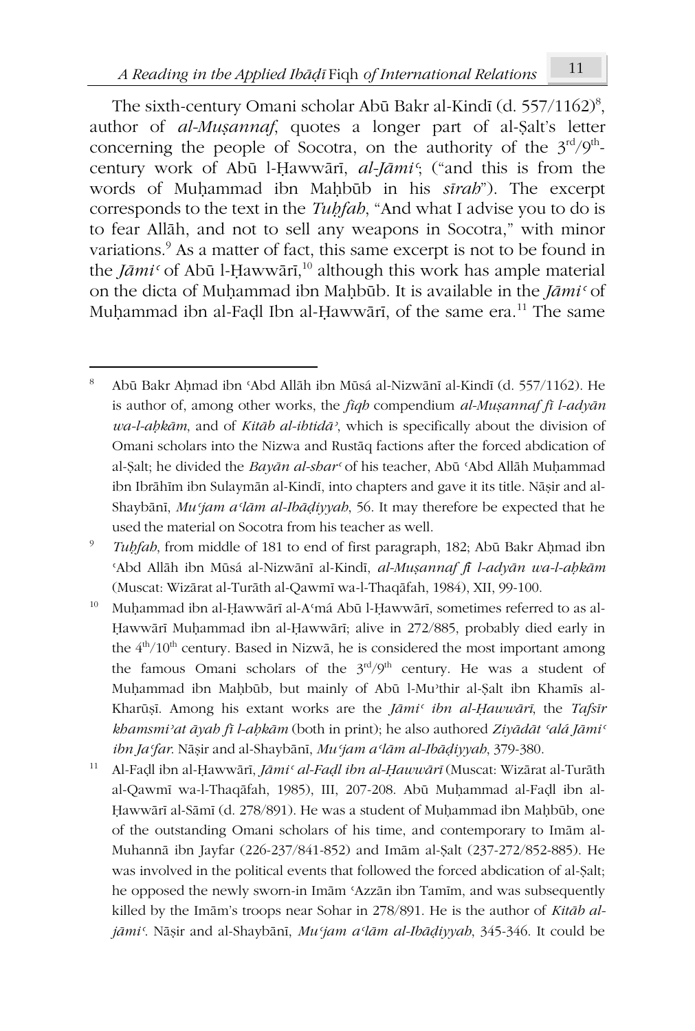The sixth-century Omani scholar Abū Bakr al-Kindī (d. 557/1162)[8], author of *al-Muṣannaf*, quotes a longer part of al-Ṣalt's letter concerning the people of Socotra, on the authority of the 3rd/9th-century work of Abū l-Ḥawwārī, *al-Jāmiʿ*; ("and this is from the words of Muḥammad ibn Maḥbūb in his *sīrah*"). The excerpt corresponds to the text in the *Tuḥfah*, "And what I advise you to do is to fear Allāh, and not to sell any weapons in Socotra," with minor variations.[9] As a matter of fact, this same excerpt is not to be found in the *Jāmiʿ* of Abū l-Ḥawwārī,[10] although this work has ample material on the dicta of Muḥammad ibn Maḥbūb. It is available in the *Jāmiʿ* of Muḥammad ibn al-Faḍl Ibn al-Ḥawwārī, of the same era.[11] The same

---

[8] Abū Bakr Aḥmad ibn ʿAbd Allāh ibn Mūsá al-Nizwānī al-Kindī (d. 557/1162). He is author of, among other works, the *fiqh* compendium *al-Muṣannaf fī l-adyān wa-l-aḥkām*, and of *Kitāb al-ihtidāʾ*, which is specifically about the division of Omani scholars into the Nizwa and Rustāq factions after the forced abdication of al-Ṣalt; he divided the *Bayān al-sharʿ* of his teacher, Abū ʿAbd Allāh Muḥammad ibn Ibrāhīm ibn Sulaymān al-Kindī, into chapters and gave it its title. Nāṣir and al-Shaybānī, *Muʿjam aʿlām al-Ibāḍiyyah*, 56. It may therefore be expected that he used the material on Socotra from his teacher as well.

[9] *Tuḥfah*, from middle of 181 to end of first paragraph, 182; Abū Bakr Aḥmad ibn ʿAbd Allāh ibn Mūsá al-Nizwānī al-Kindī, *al-Muṣannaf fī l-adyān wa-l-aḥkām* (Muscat: Wizārat al-Turāth al-Qawmī wa-l-Thaqāfah, 1984), XII, 99-100.

[10] Muḥammad ibn al-Ḥawwārī al-Aʿmá Abū l-Ḥawwārī, sometimes referred to as al-Ḥawwārī Muḥammad ibn al-Ḥawwārī; alive in 272/885, probably died early in the 4th/10th century. Based in Nizwā, he is considered the most important among the famous Omani scholars of the 3rd/9th century. He was a student of Muḥammad ibn Maḥbūb, but mainly of Abū l-Muʾthir al-Ṣalt ibn Khamīs al-Kharūṣī. Among his extant works are the *Jāmiʿ ibn al-Ḥawwārī*, the *Tafsīr khamsmiʾat āyah fī l-aḥkām* (both in print); he also authored *Ziyādāt ʿalá Jāmiʿ ibn Jaʿfar*. Nāṣir and al-Shaybānī, *Muʿjam aʿlām al-Ibāḍiyyah*, 379-380.

[11] Al-Faḍl ibn al-Ḥawwārī, *Jāmiʿ al-Faḍl ibn al-Ḥawwārī* (Muscat: Wizārat al-Turāth al-Qawmī wa-l-Thaqāfah, 1985), III, 207-208. Abū Muḥammad al-Faḍl ibn al-Ḥawwārī al-Sāmī (d. 278/891). He was a student of Muḥammad ibn Maḥbūb, one of the outstanding Omani scholars of his time, and contemporary to Imām al-Muhannā ibn Jayfar (226-237/841-852) and Imām al-Ṣalt (237-272/852-885). He was involved in the political events that followed the forced abdication of al-Ṣalt; he opposed the newly sworn-in Imām ʿAzzān ibn Tamīm, and was subsequently killed by the Imām's troops near Sohar in 278/891. He is the author of *Kitāb al-jāmiʿ*. Nāṣir and al-Shaybānī, *Muʿjam aʿlām al-Ibāḍiyyah*, 345-346. It could be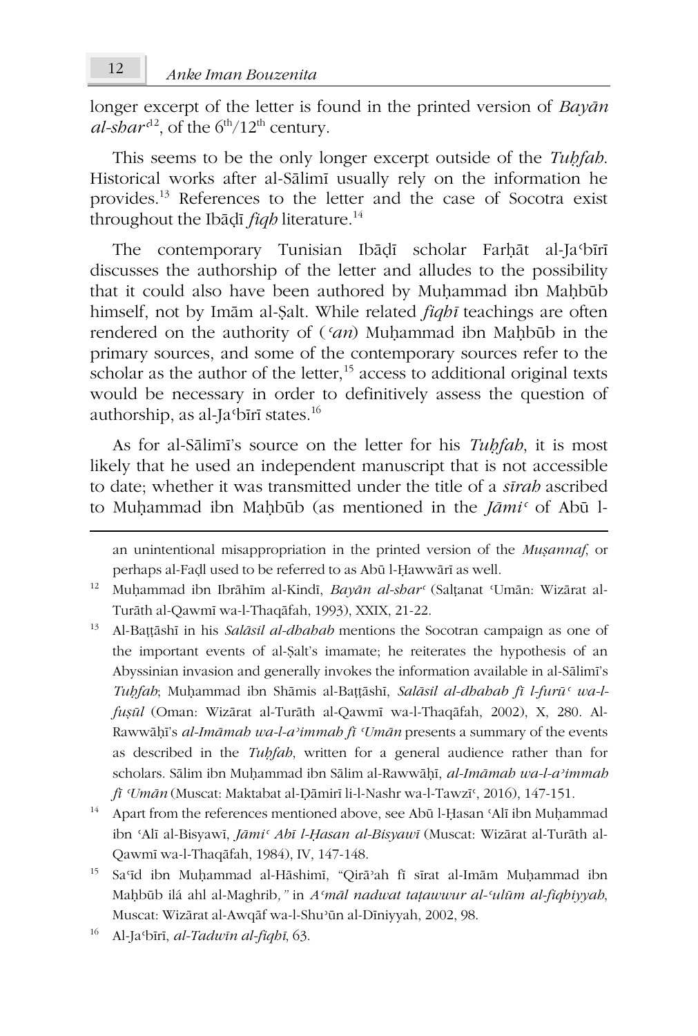longer excerpt of the letter is found in the printed version of *Bayān al-sharʿ*[12], of the 6th/12th century.

This seems to be the only longer excerpt outside of the *Tuḥfah*. Historical works after al-Sālimī usually rely on the information he provides.[13] References to the letter and the case of Socotra exist throughout the Ibāḍī *fiqh* literature.[14]

The contemporary Tunisian Ibāḍī scholar Farḥāt al-Jaʿbīrī discusses the authorship of the letter and alludes to the possibility that it could also have been authored by Muḥammad ibn Maḥbūb himself, not by Imām al-Ṣalt. While related *fiqhī* teachings are often rendered on the authority of (*ʿan*) Muḥammad ibn Maḥbūb in the primary sources, and some of the contemporary sources refer to the scholar as the author of the letter,[15] access to additional original texts would be necessary in order to definitively assess the question of authorship, as al-Jaʿbīrī states.[16]

As for al-Sālimī's source on the letter for his *Tuḥfah*, it is most likely that he used an independent manuscript that is not accessible to date; whether it was transmitted under the title of a *sīrah* ascribed to Muḥammad ibn Maḥbūb (as mentioned in the *Jāmiʿ* of Abū l-

---

an unintentional misappropriation in the printed version of the *Muṣannaf*, or perhaps al-Faḍl used to be referred to as Abū l-Ḥawwārī as well.

[12] Muḥammad ibn Ibrāhīm al-Kindī, *Bayān al-sharʿ* (Salṭanat ʿUmān: Wizārat al-Turāth al-Qawmī wa-l-Thaqāfah, 1993), XXIX, 21-22.

[13] Al-Baṭṭāshī in his *Salāsil al-dhahab* mentions the Socotran campaign as one of the important events of al-Ṣalt's imamate; he reiterates the hypothesis of an Abyssinian invasion and generally invokes the information available in al-Sālimī's *Tuḥfah*; Muḥammad ibn Shāmis al-Baṭṭāshī, *Salāsil al-dhahab fī l-furūʿ wa-l-fuṣūl* (Oman: Wizārat al-Turāth al-Qawmī wa-l-Thaqāfah, 2002), X, 280. Al-Rawwāḥī's *al-Imāmah wa-l-aʾimmah fī ʿUmān* presents a summary of the events as described in the *Tuḥfah*, written for a general audience rather than for scholars. Sālim ibn Muḥammad ibn Sālim al-Rawwāḥī, *al-Imāmah wa-l-aʾimmah fī ʿUmān* (Muscat: Maktabat al-Ḍāmirī li-l-Nashr wa-l-Tawzīʿ, 2016), 147-151.

[14] Apart from the references mentioned above, see Abū l-Ḥasan ʿAlī ibn Muḥammad ibn ʿAlī al-Bisyawī, *Jāmiʿ Abī l-Ḥasan al-Bisyawī* (Muscat: Wizārat al-Turāth al-Qawmī wa-l-Thaqāfah, 1984), IV, 147-148.

[15] Saʿīd ibn Muḥammad al-Hāshimī, "Qirāʾah fī sīrat al-Imām Muḥammad ibn Maḥbūb ilá ahl al-Maghrib," in *Aʿmāl nadwat taṭawwur al-ʿulūm al-fiqhiyyah*, Muscat: Wizārat al-Awqāf wa-l-Shuʾūn al-Dīniyyah, 2002, 98.

[16] Al-Jaʿbīrī, *al-Tadwīn al-fiqhī*, 63.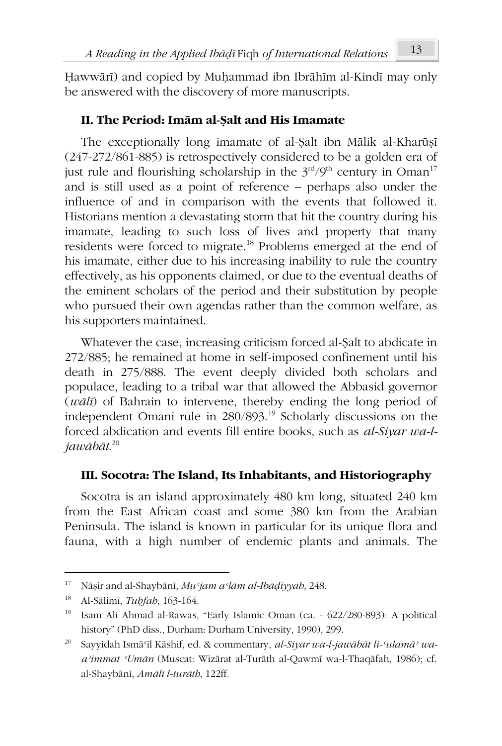Ḥawwārī) and copied by Muḥammad ibn Ibrāhīm al-Kindī may only be answered with the discovery of more manuscripts.

### II. The Period: Imām al-Ṣalt and His Imamate

The exceptionally long imamate of al-Ṣalt ibn Mālik al-Kharūṣī (247-272/861-885) is retrospectively considered to be a golden era of just rule and flourishing scholarship in the 3rd/9th century in Oman[17] and is still used as a point of reference – perhaps also under the influence of and in comparison with the events that followed it. Historians mention a devastating storm that hit the country during his imamate, leading to such loss of lives and property that many residents were forced to migrate.[18] Problems emerged at the end of his imamate, either due to his increasing inability to rule the country effectively, as his opponents claimed, or due to the eventual deaths of the eminent scholars of the period and their substitution by people who pursued their own agendas rather than the common welfare, as his supporters maintained.

Whatever the case, increasing criticism forced al-Ṣalt to abdicate in 272/885; he remained at home in self-imposed confinement until his death in 275/888. The event deeply divided both scholars and populace, leading to a tribal war that allowed the Abbasid governor (*wālī*) of Bahrain to intervene, thereby ending the long period of independent Omani rule in 280/893.[19] Scholarly discussions on the forced abdication and events fill entire books, such as *al-Siyar wa-l-jawābāt.*[20]

### III. Socotra: The Island, Its Inhabitants, and Historiography

Socotra is an island approximately 480 km long, situated 240 km from the East African coast and some 380 km from the Arabian Peninsula. The island is known in particular for its unique flora and fauna, with a high number of endemic plants and animals. The

---

[17] Nāṣir and al-Shaybānī, *Muʿjam aʿlām al-Ibāḍiyyah*, 248.

[18] Al-Sālimī, *Tuḥfah*, 163-164.

[19] Isam Ali Ahmad al-Rawas, "Early Islamic Oman (ca. - 622/280-893): A political history" (PhD diss., Durham: Durham University, 1990), 299.

[20] Sayyidah Ismāʿīl Kāshif, ed. & commentary, *al-Siyar wa-l-jawābāt li-ʿulamāʾ wa-aʾimmat ʿUmān* (Muscat: Wizārat al-Turāth al-Qawmī wa-l-Thaqāfah, 1986); cf. al-Shaybānī, *Amālī l-turāth*, 122ff.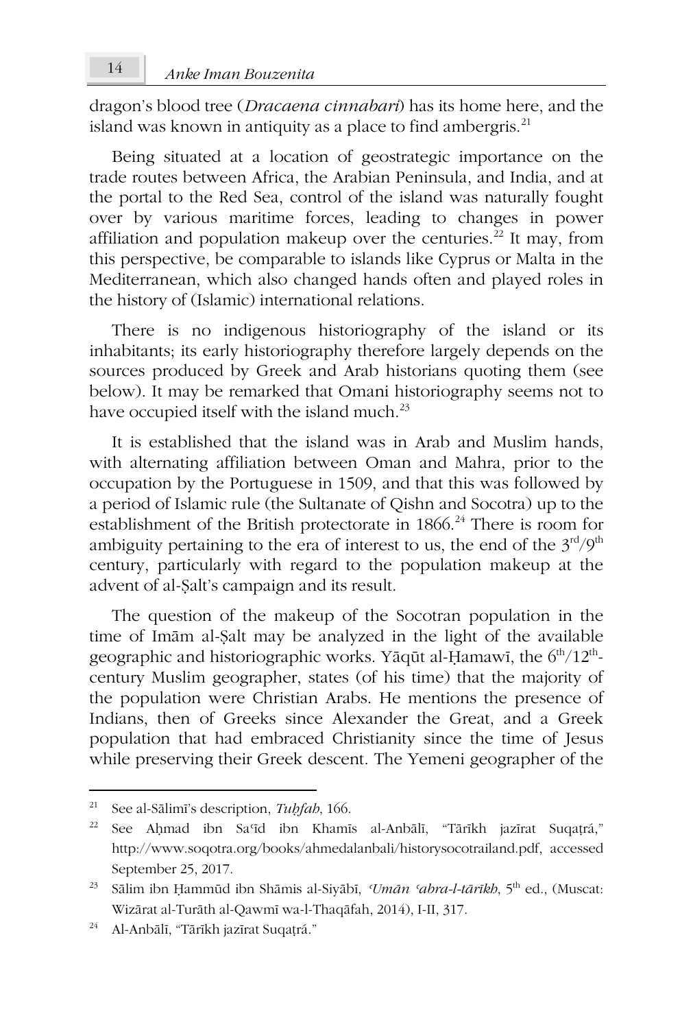dragon's blood tree (*Dracaena cinnabari*) has its home here, and the island was known in antiquity as a place to find ambergris.[21]

Being situated at a location of geostrategic importance on the trade routes between Africa, the Arabian Peninsula, and India, and at the portal to the Red Sea, control of the island was naturally fought over by various maritime forces, leading to changes in power affiliation and population makeup over the centuries.[22] It may, from this perspective, be comparable to islands like Cyprus or Malta in the Mediterranean, which also changed hands often and played roles in the history of (Islamic) international relations.

There is no indigenous historiography of the island or its inhabitants; its early historiography therefore largely depends on the sources produced by Greek and Arab historians quoting them (see below). It may be remarked that Omani historiography seems not to have occupied itself with the island much.[23]

It is established that the island was in Arab and Muslim hands, with alternating affiliation between Oman and Mahra, prior to the occupation by the Portuguese in 1509, and that this was followed by a period of Islamic rule (the Sultanate of Qishn and Socotra) up to the establishment of the British protectorate in 1866.[24] There is room for ambiguity pertaining to the era of interest to us, the end of the 3rd/9th century, particularly with regard to the population makeup at the advent of al-Ṣalt's campaign and its result.

The question of the makeup of the Socotran population in the time of Imām al-Ṣalt may be analyzed in the light of the available geographic and historiographic works. Yāqūt al-Ḥamawī, the 6th/12th-century Muslim geographer, states (of his time) that the majority of the population were Christian Arabs. He mentions the presence of Indians, then of Greeks since Alexander the Great, and a Greek population that had embraced Christianity since the time of Jesus while preserving their Greek descent. The Yemeni geographer of the

---

[21] See al-Sālimī's description, *Tuḥfah*, 166.

[22] See Aḥmad ibn Saʿīd ibn Khamīs al-Anbālī, "Tārīkh jazīrat Suqaṭrá," http://www.soqotra.org/books/ahmedalanbali/historysocotrailand.pdf, accessed September 25, 2017.

[23] Sālim ibn Ḥammūd ibn Shāmis al-Siyābī, *ʿUmān ʿabra-l-tārīkh*, 5th ed., (Muscat: Wizārat al-Turāth al-Qawmī wa-l-Thaqāfah, 2014), I-II, 317.

[24] Al-Anbālī, "Tārīkh jazīrat Suqaṭrá."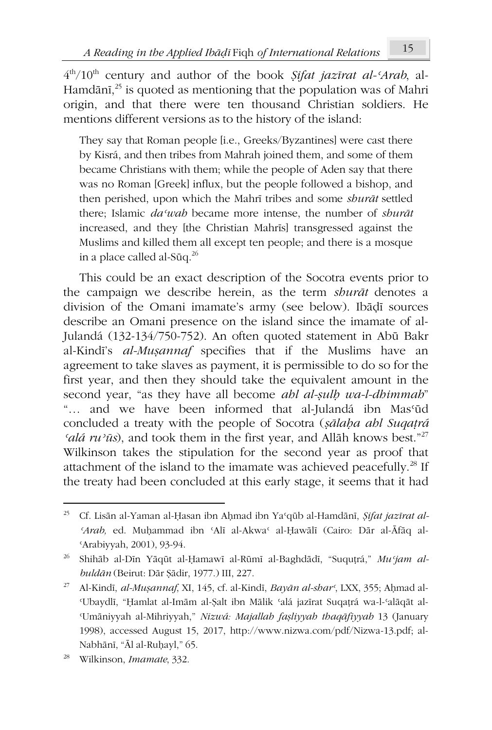4th/10th century and author of the book *Ṣifat jazīrat al-ʿArab*, al-Hamdānī,[25] is quoted as mentioning that the population was of Mahri origin, and that there were ten thousand Christian soldiers. He mentions different versions as to the history of the island:

> They say that Roman people [i.e., Greeks/Byzantines] were cast there by Kisrá, and then tribes from Mahrah joined them, and some of them became Christians with them; while the people of Aden say that there was no Roman [Greek] influx, but the people followed a bishop, and then perished, upon which the Mahrī tribes and some *shurāt* settled there; Islamic *daʿwah* became more intense, the number of *shurāt* increased, and they [the Christian Mahrīs] transgressed against the Muslims and killed them all except ten people; and there is a mosque in a place called al-Sūq.[26]

This could be an exact description of the Socotra events prior to the campaign we describe herein, as the term *shurāt* denotes a division of the Omani imamate's army (see below). Ibāḍī sources describe an Omani presence on the island since the imamate of al-Julandá (132-134/750-752). An often quoted statement in Abū Bakr al-Kindī's *al-Muṣannaf* specifies that if the Muslims have an agreement to take slaves as payment, it is permissible to do so for the first year, and then they should take the equivalent amount in the second year, "as they have all become *ahl al-ṣulḥ wa-l-dhimmah*" "… and we have been informed that al-Julandá ibn Masʿūd concluded a treaty with the people of Socotra (*ṣālaḥa ahl Suqaṭrá ʿalá ruʾūs*), and took them in the first year, and Allāh knows best."[27] Wilkinson takes the stipulation for the second year as proof that attachment of the island to the imamate was achieved peacefully.[28] If the treaty had been concluded at this early stage, it seems that it had

---

[25] Cf. Lisān al-Yaman al-Ḥasan ibn Aḥmad ibn Yaʿqūb al-Hamdānī, *Ṣifat jazīrat al-ʿArab,* ed. Muḥammad ibn ʿAlī al-Akwaʿ al-Ḥawālī (Cairo: Dār al-Āfāq al-ʿArabiyyah, 2001), 93-94.

[26] Shihāb al-Dīn Yāqūt al-Ḥamawī al-Rūmī al-Baghdādī, "Suquṭrá," *Muʿjam al-buldān* (Beirut: Dār Ṣādir, 1977.) III, 227.

[27] Al-Kindī, *al-Muṣannaf*, XI, 145, cf. al-Kindī, *Bayān al-sharʿ*, LXX, 355; Aḥmad al-ʿUbaydlī, "Ḥamlat al-Imām al-Ṣalt ibn Mālik ʿalá jazīrat Suqaṭrá wa-l-ʿalāqāt al-ʿUmāniyyah al-Mihriyyah," *Nizwá: Majallah faṣliyyah thaqāfiyyah* 13 (January 1998), accessed August 15, 2017, http://www.nizwa.com/pdf/Nizwa-13.pdf; al-Nabhānī, "Āl al-Ruḥayl," 65.

[28] Wilkinson, *Imamate*, 332.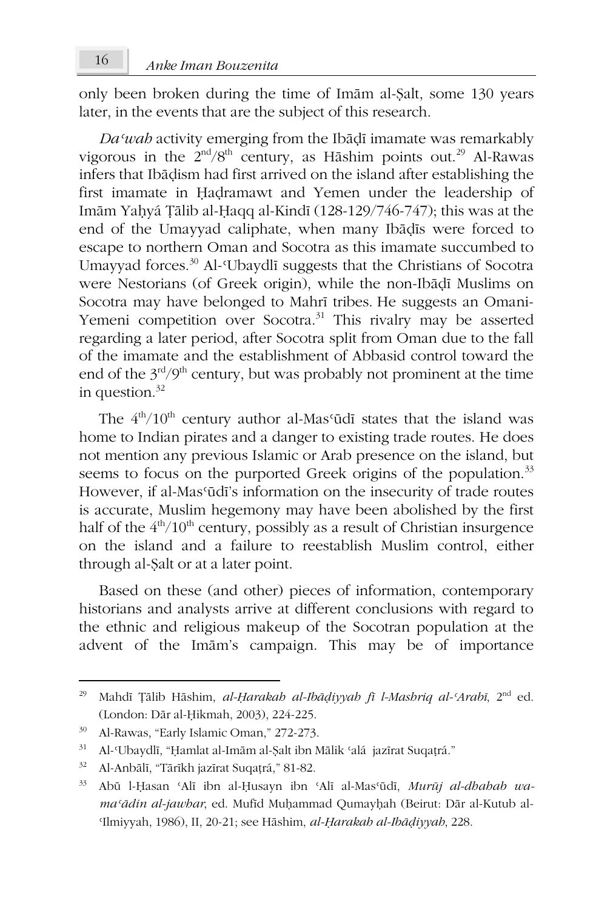only been broken during the time of Imām al-Ṣalt, some 130 years later, in the events that are the subject of this research.

*Daʿwah* activity emerging from the Ibāḍī imamate was remarkably vigorous in the 2nd/8th century, as Hāshim points out.[29] Al-Rawas infers that Ibāḍism had first arrived on the island after establishing the first imamate in Ḥaḍramawt and Yemen under the leadership of Imām Yaḥyá Ṭālib al-Ḥaqq al-Kindī (128-129/746-747); this was at the end of the Umayyad caliphate, when many Ibāḍīs were forced to escape to northern Oman and Socotra as this imamate succumbed to Umayyad forces.[30] Al-ʿUbaydlī suggests that the Christians of Socotra were Nestorians (of Greek origin), while the non-Ibāḍī Muslims on Socotra may have belonged to Mahrī tribes. He suggests an Omani-Yemeni competition over Socotra.[31] This rivalry may be asserted regarding a later period, after Socotra split from Oman due to the fall of the imamate and the establishment of Abbasid control toward the end of the 3rd/9th century, but was probably not prominent at the time in question.[32]

The 4th/10th century author al-Masʿūdī states that the island was home to Indian pirates and a danger to existing trade routes. He does not mention any previous Islamic or Arab presence on the island, but seems to focus on the purported Greek origins of the population.[33] However, if al-Masʿūdī's information on the insecurity of trade routes is accurate, Muslim hegemony may have been abolished by the first half of the 4th/10th century, possibly as a result of Christian insurgence on the island and a failure to reestablish Muslim control, either through al-Ṣalt or at a later point.

Based on these (and other) pieces of information, contemporary historians and analysts arrive at different conclusions with regard to the ethnic and religious makeup of the Socotran population at the advent of the Imām's campaign. This may be of importance

---

[29] Mahdī Ṭālib Hāshim, *al-Ḥarakah al-Ibāḍiyyah fī l-Mashriq al-ʿArabī*, 2nd ed. (London: Dār al-Ḥikmah, 2003), 224-225.

[30] Al-Rawas, "Early Islamic Oman," 272-273.

[31] Al-ʿUbaydlī, "Ḥamlat al-Imām al-Ṣalt ibn Mālik ʿalá jazīrat Suqaṭrá."

[32] Al-Anbālī, "Tārīkh jazīrat Suqaṭrá," 81-82.

[33] Abū l-Ḥasan ʿAlī ibn al-Ḥusayn ibn ʿAlī al-Masʿūdī, *Murūj al-dhahab wa-maʿādin al-jawhar*, ed. Mufīd Muḥammad Qumayḥah (Beirut: Dār al-Kutub al-ʿIlmiyyah, 1986), II, 20-21; see Hāshim, *al-Ḥarakah al-Ibāḍiyyah*, 228.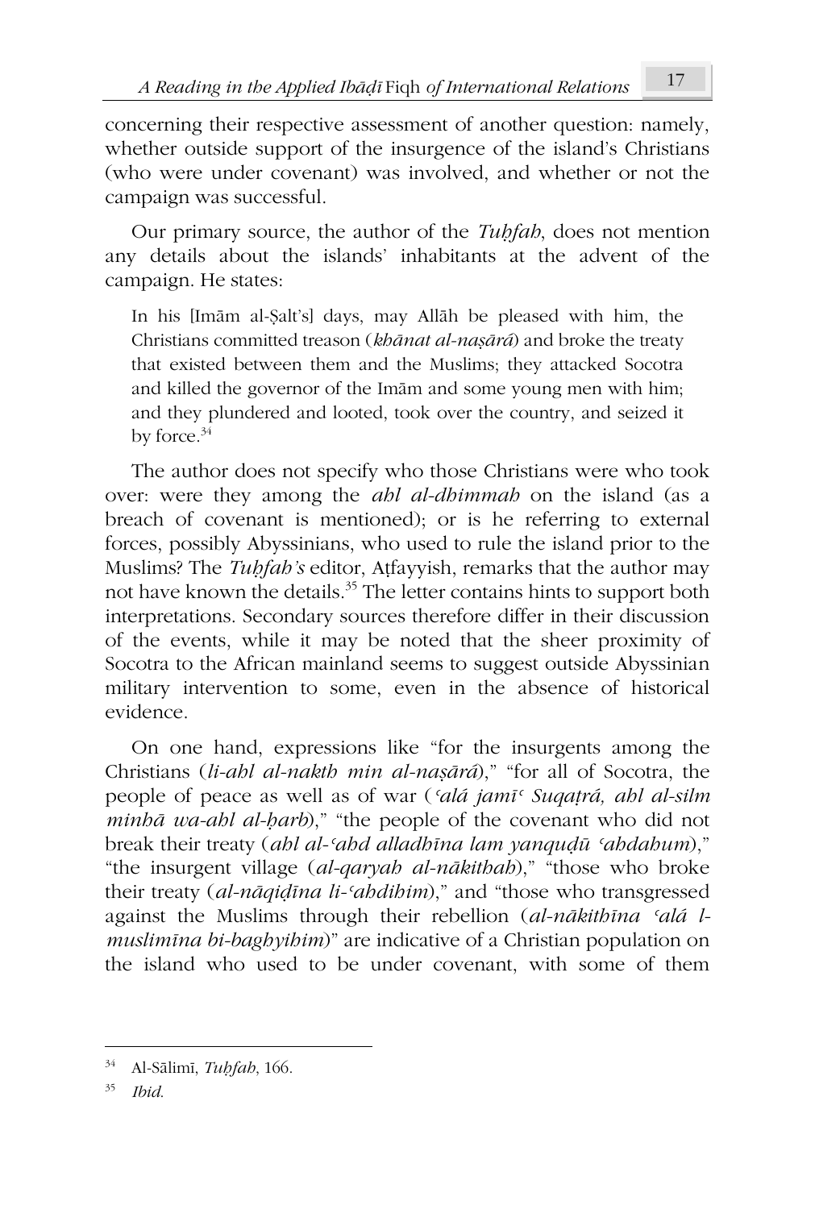concerning their respective assessment of another question: namely, whether outside support of the insurgence of the island's Christians (who were under covenant) was involved, and whether or not the campaign was successful.

Our primary source, the author of the *Tuḥfah*, does not mention any details about the islands' inhabitants at the advent of the campaign. He states:

> In his [Imām al-Ṣalt's] days, may Allāh be pleased with him, the Christians committed treason (*khānat al-naṣārá*) and broke the treaty that existed between them and the Muslims; they attacked Socotra and killed the governor of the Imām and some young men with him; and they plundered and looted, took over the country, and seized it by force.[34]

The author does not specify who those Christians were who took over: were they among the *ahl al-dhimmah* on the island (as a breach of covenant is mentioned); or is he referring to external forces, possibly Abyssinians, who used to rule the island prior to the Muslims? The *Tuḥfah's* editor, Aṭfayyish, remarks that the author may not have known the details.[35] The letter contains hints to support both interpretations. Secondary sources therefore differ in their discussion of the events, while it may be noted that the sheer proximity of Socotra to the African mainland seems to suggest outside Abyssinian military intervention to some, even in the absence of historical evidence.

On one hand, expressions like "for the insurgents among the Christians (*li-ahl al-nakth min al-naṣārá*)," "for all of Socotra, the people of peace as well as of war (*ʿalá jamīʿ Suqaṭrá, ahl al-silm minhā wa-ahl al-ḥarb*)," "the people of the covenant who did not break their treaty (*ahl al-ʿahd alladhīna lam yanquḍū ʿahdahum*)," "the insurgent village (*al-qaryah al-nākithah*)," "those who broke their treaty (*al-nāqiḍīna li-ʿahdihim*)," and "those who transgressed against the Muslims through their rebellion (*al-nākithīna ʿalá l-muslimīna bi-baghyihim*)" are indicative of a Christian population on the island who used to be under covenant, with some of them

---

[34] Al-Sālimī, *Tuḥfah*, 166.

[35] *Ibid.*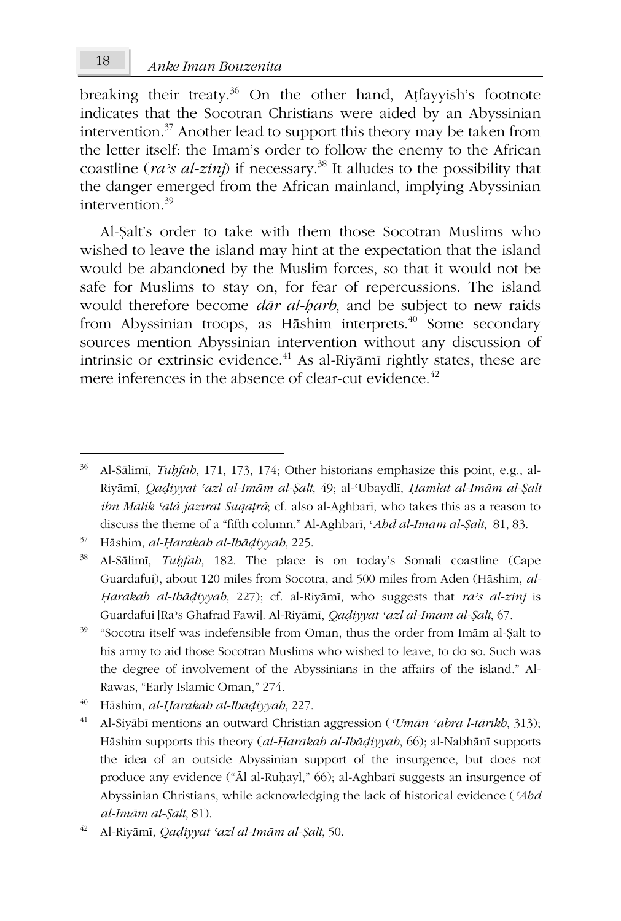breaking their treaty.[36] On the other hand, Aṭfayyish's footnote indicates that the Socotran Christians were aided by an Abyssinian intervention.[37] Another lead to support this theory may be taken from the letter itself: the Imam's order to follow the enemy to the African coastline (*ra's al-zinj*) if necessary.[38] It alludes to the possibility that the danger emerged from the African mainland, implying Abyssinian intervention.[39]

Al-Ṣalt's order to take with them those Socotran Muslims who wished to leave the island may hint at the expectation that the island would be abandoned by the Muslim forces, so that it would not be safe for Muslims to stay on, for fear of repercussions. The island would therefore become *dār al-ḥarb*, and be subject to new raids from Abyssinian troops, as Hāshim interprets.[40] Some secondary sources mention Abyssinian intervention without any discussion of intrinsic or extrinsic evidence.[41] As al-Riyāmī rightly states, these are mere inferences in the absence of clear-cut evidence.[42]

---

[36] Al-Sālimī, *Tuḥfah*, 171, 173, 174; Other historians emphasize this point, e.g., al-Riyāmī, *Qaḍiyyat ʿazl al-Imām al-Ṣalt*, 49; al-ʿUbaydlī, *Ḥamlat al-Imām al-Ṣalt ibn Mālik ʿalá jazīrat Suqaṭrá*; cf. also al-Aghbarī, who takes this as a reason to discuss the theme of a "fifth column." Al-Aghbarī, *ʿAhd al-Imām al-Ṣalt*, 81, 83.

[37] Hāshim, *al-Ḥarakah al-Ibāḍiyyah*, 225.

[38] Al-Sālimī, *Tuḥfah*, 182. The place is on today's Somali coastline (Cape Guardafui), about 120 miles from Socotra, and 500 miles from Aden (Hāshim, *al-Ḥarakah al-Ibāḍiyyah*, 227); cf. al-Riyāmī, who suggests that *ra's al-zinj* is Guardafui [Ra's Ghafrad Fawi]. Al-Riyāmī, *Qaḍiyyat ʿazl al-Imām al-Ṣalt*, 67.

[39] "Socotra itself was indefensible from Oman, thus the order from Imām al-Ṣalt to his army to aid those Socotran Muslims who wished to leave, to do so. Such was the degree of involvement of the Abyssinians in the affairs of the island." Al-Rawas, "Early Islamic Oman," 274.

[40] Hāshim, *al-Ḥarakah al-Ibāḍiyyah*, 227.

[41] Al-Siyābī mentions an outward Christian aggression (*ʿUmān ʿabra l-tārīkh*, 313); Hāshim supports this theory (*al-Ḥarakah al-Ibāḍiyyah*, 66); al-Nabhānī supports the idea of an outside Abyssinian support of the insurgence, but does not produce any evidence ("Āl al-Ruḥayl," 66); al-Aghbarī suggests an insurgence of Abyssinian Christians, while acknowledging the lack of historical evidence (*ʿAhd al-Imām al-Ṣalt*, 81).

[42] Al-Riyāmī, *Qaḍiyyat ʿazl al-Imām al-Ṣalt*, 50.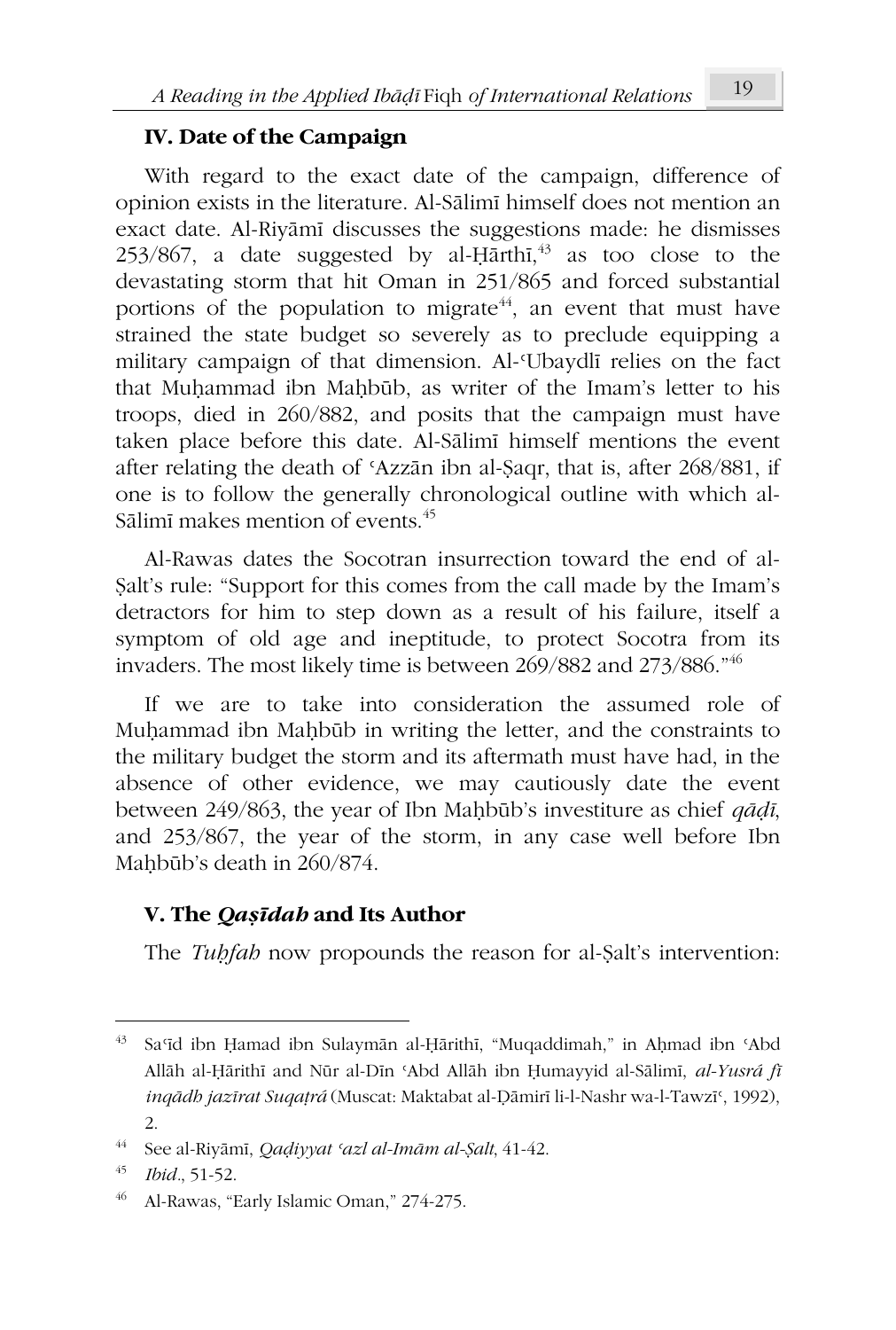### IV. Date of the Campaign

With regard to the exact date of the campaign, difference of opinion exists in the literature. Al-Sālimī himself does not mention an exact date. Al-Riyāmī discusses the suggestions made: he dismisses 253/867, a date suggested by al-Ḥārthī,[43] as too close to the devastating storm that hit Oman in 251/865 and forced substantial portions of the population to migrate[44], an event that must have strained the state budget so severely as to preclude equipping a military campaign of that dimension. Al-ʿUbaydlī relies on the fact that Muḥammad ibn Maḥbūb, as writer of the Imam's letter to his troops, died in 260/882, and posits that the campaign must have taken place before this date. Al-Sālimī himself mentions the event after relating the death of ʿAzzān ibn al-Ṣaqr, that is, after 268/881, if one is to follow the generally chronological outline with which al-Sālimī makes mention of events.[45]

Al-Rawas dates the Socotran insurrection toward the end of al-Ṣalt's rule: "Support for this comes from the call made by the Imam's detractors for him to step down as a result of his failure, itself a symptom of old age and ineptitude, to protect Socotra from its invaders. The most likely time is between 269/882 and 273/886."[46]

If we are to take into consideration the assumed role of Muḥammad ibn Maḥbūb in writing the letter, and the constraints to the military budget the storm and its aftermath must have had, in the absence of other evidence, we may cautiously date the event between 249/863, the year of Ibn Maḥbūb's investiture as chief *qāḍī*, and 253/867, the year of the storm, in any case well before Ibn Maḥbūb's death in 260/874.

### V. The *Qaṣīdah* and Its Author

The *Tuḥfah* now propounds the reason for al-Ṣalt's intervention:

---

[43] Saʿīd ibn Ḥamad ibn Sulaymān al-Ḥārithī, "Muqaddimah," in Aḥmad ibn ʿAbd Allāh al-Ḥārithī and Nūr al-Dīn ʿAbd Allāh ibn Ḥumayyid al-Sālimī, *al-Yusrá fī inqādh jazīrat Suqaṭrá* (Muscat: Maktabat al-Ḍāmirī li-l-Nashr wa-l-Tawzīʿ, 1992), 2.

[44] See al-Riyāmī, *Qaḍiyyat ʿazl al-Imām al-Ṣalt*, 41-42.

[45] *Ibid*., 51-52.

[46] Al-Rawas, "Early Islamic Oman," 274-275.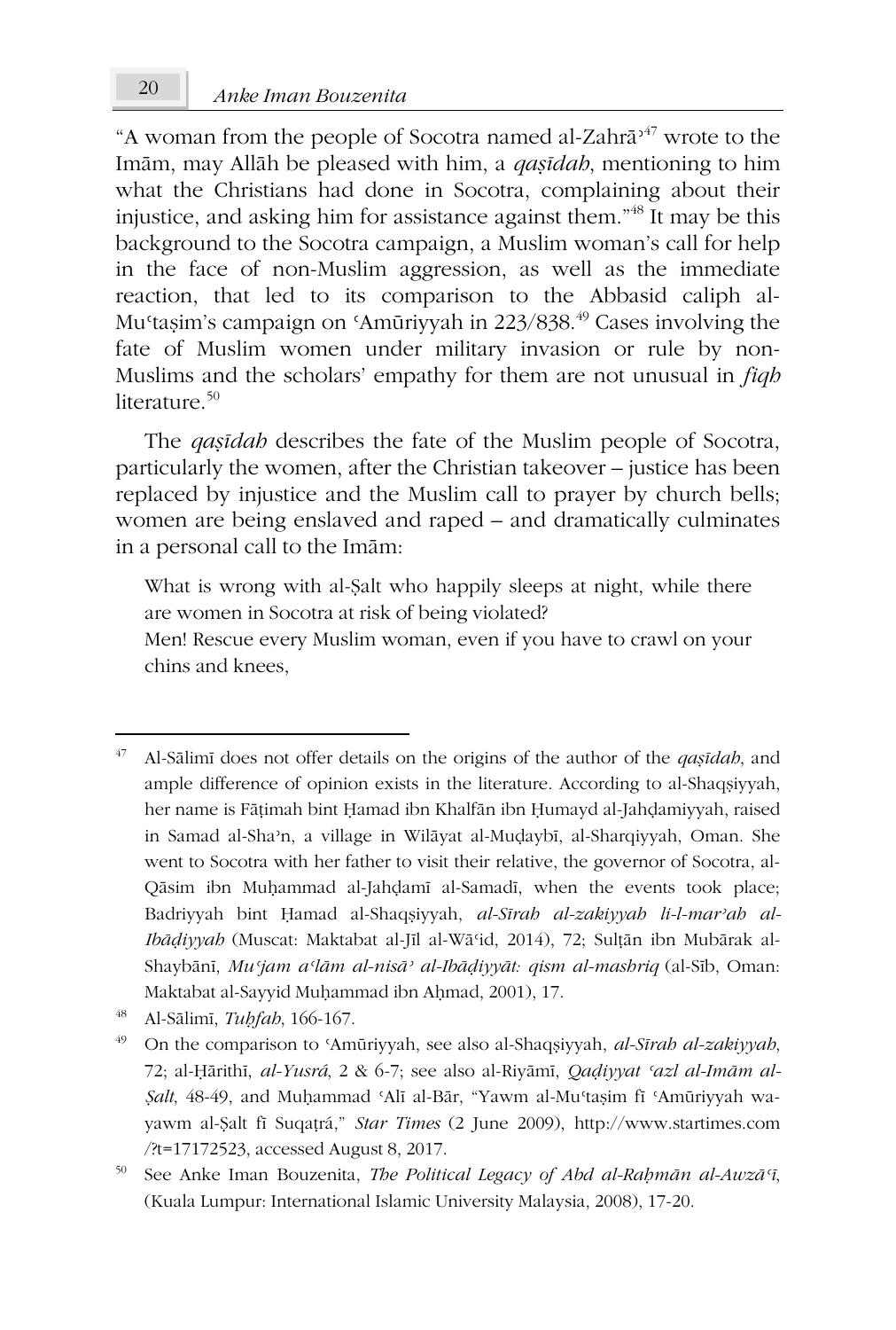"A woman from the people of Socotra named al-Zahrāʾ[47] wrote to the Imām, may Allāh be pleased with him, a *qaṣīdah*, mentioning to him what the Christians had done in Socotra, complaining about their injustice, and asking him for assistance against them."[48] It may be this background to the Socotra campaign, a Muslim woman's call for help in the face of non-Muslim aggression, as well as the immediate reaction, that led to its comparison to the Abbasid caliph al-Muʿtaṣim's campaign on ʿAmūriyyah in 223/838.[49] Cases involving the fate of Muslim women under military invasion or rule by non-Muslims and the scholars' empathy for them are not unusual in *fiqh* literature.[50]

The *qaṣīdah* describes the fate of the Muslim people of Socotra, particularly the women, after the Christian takeover – justice has been replaced by injustice and the Muslim call to prayer by church bells; women are being enslaved and raped – and dramatically culminates in a personal call to the Imām:

> What is wrong with al-Ṣalt who happily sleeps at night, while there are women in Socotra at risk of being violated?
> Men! Rescue every Muslim woman, even if you have to crawl on your chins and knees,

---

[47] Al-Sālimī does not offer details on the origins of the author of the *qaṣīdah*, and ample difference of opinion exists in the literature. According to al-Shaqṣiyyah, her name is Fāṭimah bint Ḥamad ibn Khalfān ibn Ḥumayd al-Jahḍamiyyah, raised in Samad al-Shaʾn, a village in Wilāyat al-Muḍaybī, al-Sharqiyyah, Oman. She went to Socotra with her father to visit their relative, the governor of Socotra, al-Qāsim ibn Muḥammad al-Jahḍamī al-Samadī, when the events took place; Badriyyah bint Ḥamad al-Shaqṣiyyah, *al-Sīrah al-zakiyyah li-l-marʾah al-Ibāḍiyyah* (Muscat: Maktabat al-Jīl al-Wāʿid, 2014), 72; Sulṭān ibn Mubārak al-Shaybānī, *Muʿjam aʿlām al-nisāʾ al-Ibāḍiyyāt: qism al-mashriq* (al-Sīb, Oman: Maktabat al-Sayyid Muḥammad ibn Aḥmad, 2001), 17.

[48] Al-Sālimī, *Tuḥfah*, 166-167.

[49] On the comparison to ʿAmūriyyah, see also al-Shaqṣiyyah, *al-Sīrah al-zakiyyah*, 72; al-Ḥārithī, *al-Yusrá*, 2 & 6-7; see also al-Riyāmī, *Qaḍiyyat ʿazl al-Imām al-Ṣalt*, 48-49, and Muḥammad ʿAlī al-Bār, "Yawm al-Muʿtaṣim fī ʿAmūriyyah wa-yawm al-Ṣalt fī Suqaṭrá," *Star Times* (2 June 2009), http://www.startimes.com/?t=17172523, accessed August 8, 2017.

[50] See Anke Iman Bouzenita, *The Political Legacy of Abd al-Raḥmān al-Awzāʿī*, (Kuala Lumpur: International Islamic University Malaysia, 2008), 17-20.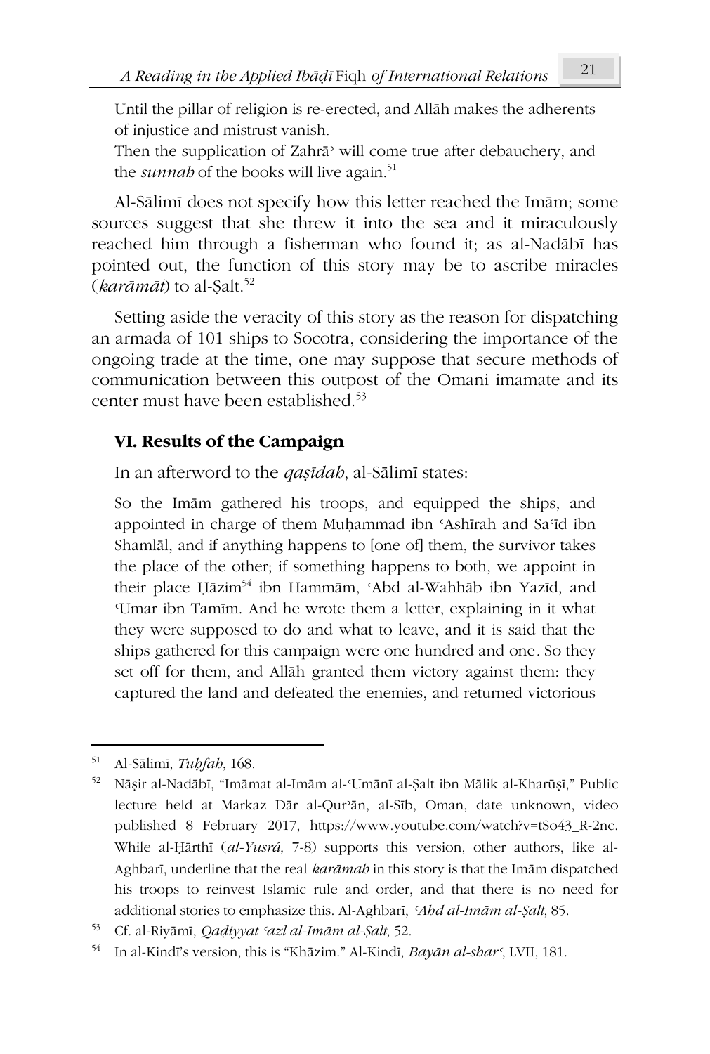Until the pillar of religion is re-erected, and Allāh makes the adherents of injustice and mistrust vanish.
Then the supplication of Zahrāʾ will come true after debauchery, and the *sunnah* of the books will live again.[51]

Al-Sālimī does not specify how this letter reached the Imām; some sources suggest that she threw it into the sea and it miraculously reached him through a fisherman who found it; as al-Nadābī has pointed out, the function of this story may be to ascribe miracles (*karāmāt*) to al-Ṣalt.[52]

Setting aside the veracity of this story as the reason for dispatching an armada of 101 ships to Socotra, considering the importance of the ongoing trade at the time, one may suppose that secure methods of communication between this outpost of the Omani imamate and its center must have been established.[53]

## VI. Results of the Campaign

In an afterword to the *qaṣīdah*, al-Sālimī states:

> So the Imām gathered his troops, and equipped the ships, and appointed in charge of them Muḥammad ibn ʿAshīrah and Saʿīd ibn Shamlāl, and if anything happens to [one of] them, the survivor takes the place of the other; if something happens to both, we appoint in their place Ḥāzim[54] ibn Hammām, ʿAbd al-Wahhāb ibn Yazīd, and ʿUmar ibn Tamīm. And he wrote them a letter, explaining in it what they were supposed to do and what to leave, and it is said that the ships gathered for this campaign were one hundred and one. So they set off for them, and Allāh granted them victory against them: they captured the land and defeated the enemies, and returned victorious

---

[51] Al-Sālimī, *Tuḥfah*, 168.

[52] Nāṣir al-Nadābī, "Imāmat al-Imām al-ʿUmānī al-Ṣalt ibn Mālik al-Kharūṣī," Public lecture held at Markaz Dār al-Qurʾān, al-Sīb, Oman, date unknown, video published 8 February 2017, https://www.youtube.com/watch?v=tSo43_R-2nc. While al-Ḥārthī (*al-Yusrá,* 7-8) supports this version, other authors, like al-Aghbarī, underline that the real *karāmah* in this story is that the Imām dispatched his troops to reinvest Islamic rule and order, and that there is no need for additional stories to emphasize this. Al-Aghbarī, *ʿAhd al-Imām al-Ṣalt*, 85.

[53] Cf. al-Riyāmī, *Qaḍiyyat ʿazl al-Imām al-Ṣalt*, 52.

[54] In al-Kindī's version, this is "Khāzim." Al-Kindī, *Bayān al-sharʿ*, LVII, 181.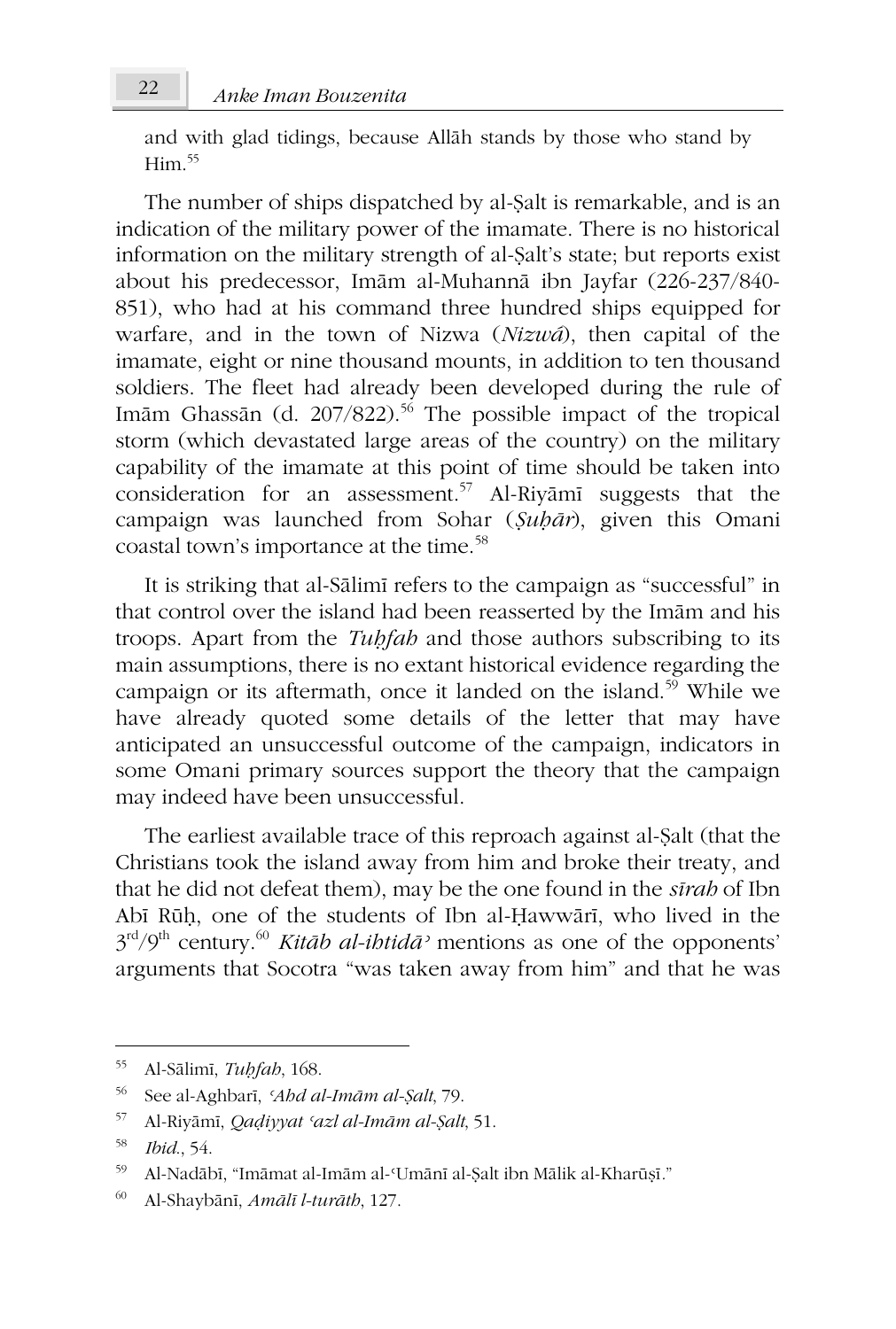and with glad tidings, because Allāh stands by those who stand by Him.[55]

The number of ships dispatched by al-Ṣalt is remarkable, and is an indication of the military power of the imamate. There is no historical information on the military strength of al-Ṣalt's state; but reports exist about his predecessor, Imām al-Muhannā ibn Jayfar (226-237/840-851), who had at his command three hundred ships equipped for warfare, and in the town of Nizwa (*Nizwâ*), then capital of the imamate, eight or nine thousand mounts, in addition to ten thousand soldiers. The fleet had already been developed during the rule of Imām Ghassān (d. 207/822).[56] The possible impact of the tropical storm (which devastated large areas of the country) on the military capability of the imamate at this point of time should be taken into consideration for an assessment.[57] Al-Riyāmī suggests that the campaign was launched from Sohar (*Ṣuḥār*), given this Omani coastal town's importance at the time.[58]

It is striking that al-Sālimī refers to the campaign as "successful" in that control over the island had been reasserted by the Imām and his troops. Apart from the *Tuḥfah* and those authors subscribing to its main assumptions, there is no extant historical evidence regarding the campaign or its aftermath, once it landed on the island.[59] While we have already quoted some details of the letter that may have anticipated an unsuccessful outcome of the campaign, indicators in some Omani primary sources support the theory that the campaign may indeed have been unsuccessful.

The earliest available trace of this reproach against al-Ṣalt (that the Christians took the island away from him and broke their treaty, and that he did not defeat them), may be the one found in the *sīrah* of Ibn Abī Rūḥ, one of the students of Ibn al-Ḥawwārī, who lived in the 3rd/9th century.[60] *Kitāb al-ihtidāʾ* mentions as one of the opponents' arguments that Socotra "was taken away from him" and that he was

---

[55] Al-Sālimī, *Tuḥfah*, 168.

[56] See al-Aghbarī, *ʿAhd al-Imām al-Ṣalt*, 79.

[57] Al-Riyāmī, *Qaḍiyyat ʿazl al-Imām al-Ṣalt*, 51.

[58] *Ibid.*, 54.

[59] Al-Nadābī, "Imāmat al-Imām al-ʿUmānī al-Ṣalt ibn Mālik al-Kharūṣī."

[60] Al-Shaybānī, *Amālī l-turāth*, 127.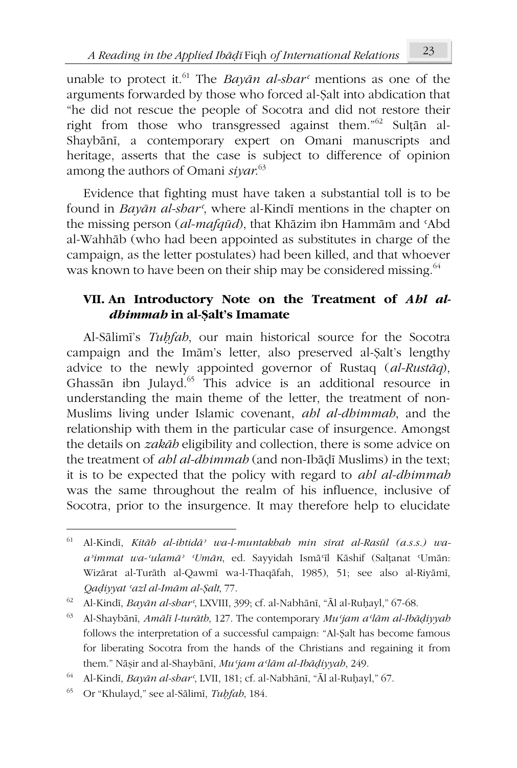unable to protect it.[61] The *Bayān al-sharʿ* mentions as one of the arguments forwarded by those who forced al-Ṣalt into abdication that "he did not rescue the people of Socotra and did not restore their right from those who transgressed against them."[62] Sulṭān al-Shaybānī, a contemporary expert on Omani manuscripts and heritage, asserts that the case is subject to difference of opinion among the authors of Omani *siyar*.[63]

Evidence that fighting must have taken a substantial toll is to be found in *Bayān al-sharʿ*, where al-Kindī mentions in the chapter on the missing person (*al-mafqūd*), that Khāzim ibn Hammām and ʿAbd al-Wahhāb (who had been appointed as substitutes in charge of the campaign, as the letter postulates) had been killed, and that whoever was known to have been on their ship may be considered missing.[64]

## VII. An Introductory Note on the Treatment of *Ahl al-dhimmah* in al-Ṣalt's Imamate

Al-Sālimī's *Tuḥfah*, our main historical source for the Socotra campaign and the Imām's letter, also preserved al-Ṣalt's lengthy advice to the newly appointed governor of Rustaq (*al-Rustāq*), Ghassān ibn Julayd.[65] This advice is an additional resource in understanding the main theme of the letter, the treatment of non-Muslims living under Islamic covenant, *ahl al-dhimmah*, and the relationship with them in the particular case of insurgence. Amongst the details on *zakāh* eligibility and collection, there is some advice on the treatment of *ahl al-dhimmah* (and non-Ibāḍī Muslims) in the text; it is to be expected that the policy with regard to *ahl al-dhimmah* was the same throughout the realm of his influence, inclusive of Socotra, prior to the insurgence. It may therefore help to elucidate

---

[61] Al-Kindī, *Kitāb al-ihtidāʾ wa-l-muntakhab min sīrat al-Rasūl (a.s.s.) wa-aʾimmat wa-ʿulamāʾ ʿUmān*, ed. Sayyidah Ismāʿīl Kāshif (Salṭanat ʿUmān: Wizārat al-Turāth al-Qawmī wa-l-Thaqāfah, 1985), 51; see also al-Riyāmī, *Qaḍiyyat ʿazl al-Imām al-Ṣalt*, 77.

[62] Al-Kindī, *Bayān al-sharʿ*, LXVIII, 399; cf. al-Nabhānī, "Āl al-Ruḥayl," 67-68.

[63] Al-Shaybānī, *Amālī l-turāth*, 127. The contemporary *Muʿjam aʿlām al-Ibāḍiyyah* follows the interpretation of a successful campaign: "Al-Ṣalt has become famous for liberating Socotra from the hands of the Christians and regaining it from them." Nāṣir and al-Shaybānī, *Muʿjam aʿlām al-Ibāḍiyyah*, 249.

[64] Al-Kindī, *Bayān al-sharʿ*, LVII, 181; cf. al-Nabhānī, "Āl al-Ruḥayl," 67.

[65] Or "Khulayd," see al-Sālimī, *Tuḥfah*, 184.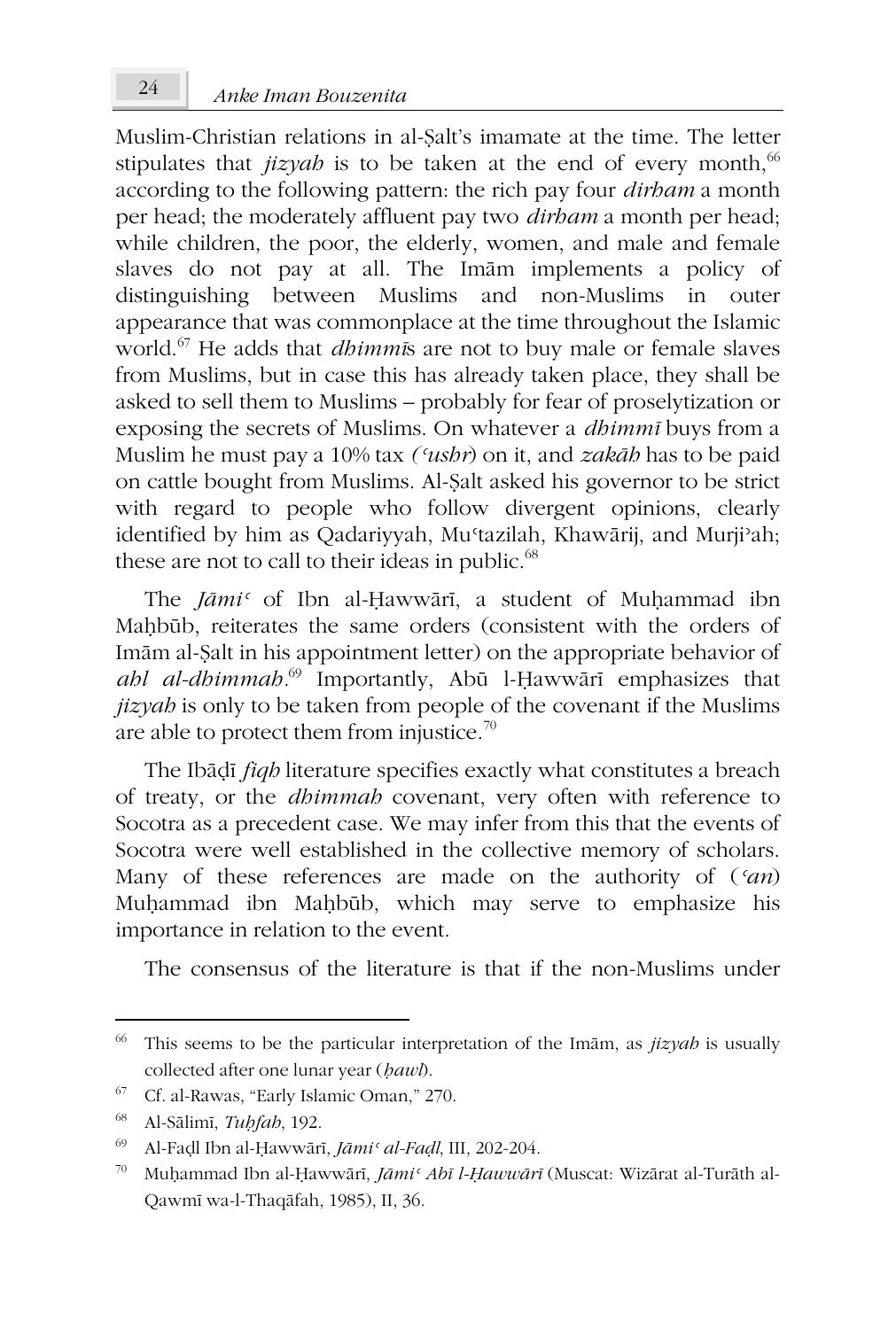Muslim-Christian relations in al-Ṣalt's imamate at the time. The letter stipulates that *jizyah* is to be taken at the end of every month,[66] according to the following pattern: the rich pay four *dirham* a month per head; the moderately affluent pay two *dirham* a month per head; while children, the poor, the elderly, women, and male and female slaves do not pay at all. The Imām implements a policy of distinguishing between Muslims and non-Muslims in outer appearance that was commonplace at the time throughout the Islamic world.[67] He adds that *dhimmī*s are not to buy male or female slaves from Muslims, but in case this has already taken place, they shall be asked to sell them to Muslims – probably for fear of proselytization or exposing the secrets of Muslims. On whatever a *dhimmī* buys from a Muslim he must pay a 10% tax (*ʿushr*) on it, and *zakāh* has to be paid on cattle bought from Muslims. Al-Ṣalt asked his governor to be strict with regard to people who follow divergent opinions, clearly identified by him as Qadariyyah, Muʿtazilah, Khawārij, and Murjiʾah; these are not to call to their ideas in public.[68]

The *Jāmiʿ* of Ibn al-Ḥawwārī, a student of Muḥammad ibn Maḥbūb, reiterates the same orders (consistent with the orders of Imām al-Ṣalt in his appointment letter) on the appropriate behavior of *ahl al-dhimmah*.[69] Importantly, Abū l-Ḥawwārī emphasizes that *jizyah* is only to be taken from people of the covenant if the Muslims are able to protect them from injustice.[70]

The Ibāḍī *fiqh* literature specifies exactly what constitutes a breach of treaty, or the *dhimmah* covenant, very often with reference to Socotra as a precedent case. We may infer from this that the events of Socotra were well established in the collective memory of scholars. Many of these references are made on the authority of (*ʿan*) Muḥammad ibn Maḥbūb, which may serve to emphasize his importance in relation to the event.

The consensus of the literature is that if the non-Muslims under

---

[66] This seems to be the particular interpretation of the Imām, as *jizyah* is usually collected after one lunar year (*ḥawl*).

[67] Cf. al-Rawas, "Early Islamic Oman," 270.

[68] Al-Sālimī, *Tuḥfah*, 192.

[69] Al-Faḍl Ibn al-Ḥawwārī, *Jāmiʿ al-Faḍl*, III, 202-204.

[70] Muḥammad Ibn al-Ḥawwārī, *Jāmiʿ Abī l-Ḥawwārī* (Muscat: Wizārat al-Turāth al-Qawmī wa-l-Thaqāfah, 1985), II, 36.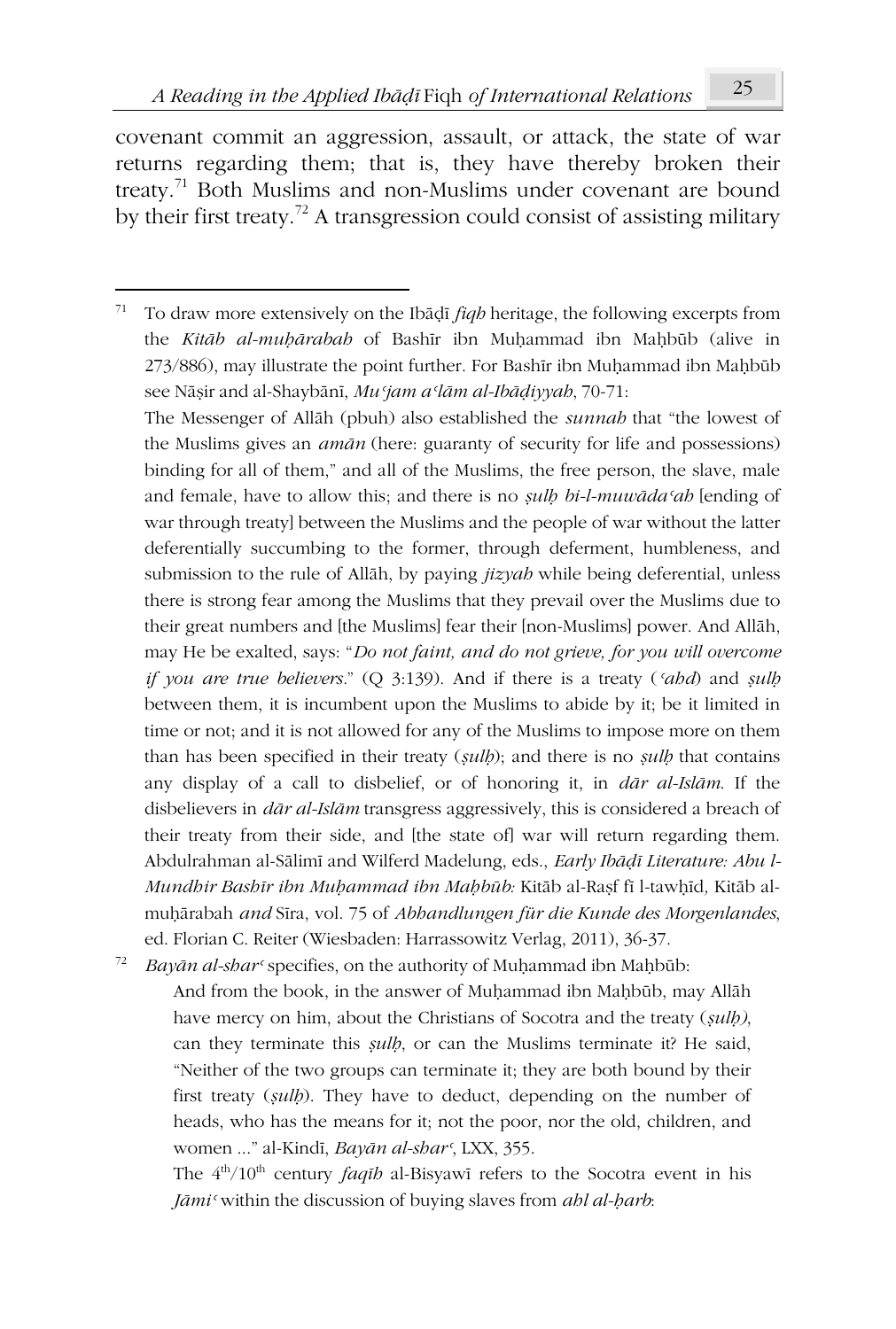covenant commit an aggression, assault, or attack, the state of war returns regarding them; that is, they have thereby broken their treaty.[71] Both Muslims and non-Muslims under covenant are bound by their first treaty.[72] A transgression could consist of assisting military

---

[71] To draw more extensively on the Ibāḍī *fiqh* heritage, the following excerpts from the *Kitāb al-muḥārabah* of Bashīr ibn Muḥammad ibn Maḥbūb (alive in 273/886), may illustrate the point further. For Bashīr ibn Muḥammad ibn Maḥbūb see Nāṣir and al-Shaybānī, *Muʿjam aʿlām al-Ibāḍiyyah*, 70-71:

The Messenger of Allāh (pbuh) also established the *sunnah* that "the lowest of the Muslims gives an *amān* (here: guaranty of security for life and possessions) binding for all of them," and all of the Muslims, the free person, the slave, male and female, have to allow this; and there is no *ṣulḥ bi-l-muwādaʿah* [ending of war through treaty] between the Muslims and the people of war without the latter deferentially succumbing to the former, through deferment, humbleness, and submission to the rule of Allāh, by paying *jizyah* while being deferential, unless there is strong fear among the Muslims that they prevail over the Muslims due to their great numbers and [the Muslims] fear their [non-Muslims] power. And Allāh, may He be exalted, says: "*Do not faint, and do not grieve, for you will overcome if you are true believers.*" (Q 3:139). And if there is a treaty (*ʿahd*) and *ṣulḥ* between them, it is incumbent upon the Muslims to abide by it; be it limited in time or not; and it is not allowed for any of the Muslims to impose more on them than has been specified in their treaty (*ṣulḥ*); and there is no *ṣulḥ* that contains any display of a call to disbelief, or of honoring it, in *dār al-Islām*. If the disbelievers in *dār al-Islām* transgress aggressively, this is considered a breach of their treaty from their side, and [the state of] war will return regarding them. Abdulrahman al-Sālimī and Wilferd Madelung, eds., *Early Ibāḍī Literature: Abu l-Mundhir Bashīr ibn Muḥammad ibn Maḥbūb:* Kitāb al-Raṣf fī l-tawḥīd, Kitāb al-muḥārabah *and* Sīra, vol. 75 of *Abhandlungen für die Kunde des Morgenlandes*, ed. Florian C. Reiter (Wiesbaden: Harrassowitz Verlag, 2011), 36-37.

[72] *Bayān al-sharʿ* specifies, on the authority of Muḥammad ibn Maḥbūb:

> And from the book, in the answer of Muḥammad ibn Maḥbūb, may Allāh have mercy on him, about the Christians of Socotra and the treaty (*ṣulḥ)*, can they terminate this *ṣulḥ*, or can the Muslims terminate it? He said, "Neither of the two groups can terminate it; they are both bound by their first treaty (*ṣulḥ*). They have to deduct, depending on the number of heads, who has the means for it; not the poor, nor the old, children, and women ..." al-Kindī, *Bayān al-sharʿ*, LXX, 355.
>
> The 4th/10th century *faqīh* al-Bisyawī refers to the Socotra event in his *Jāmiʿ* within the discussion of buying slaves from *ahl al-ḥarb*: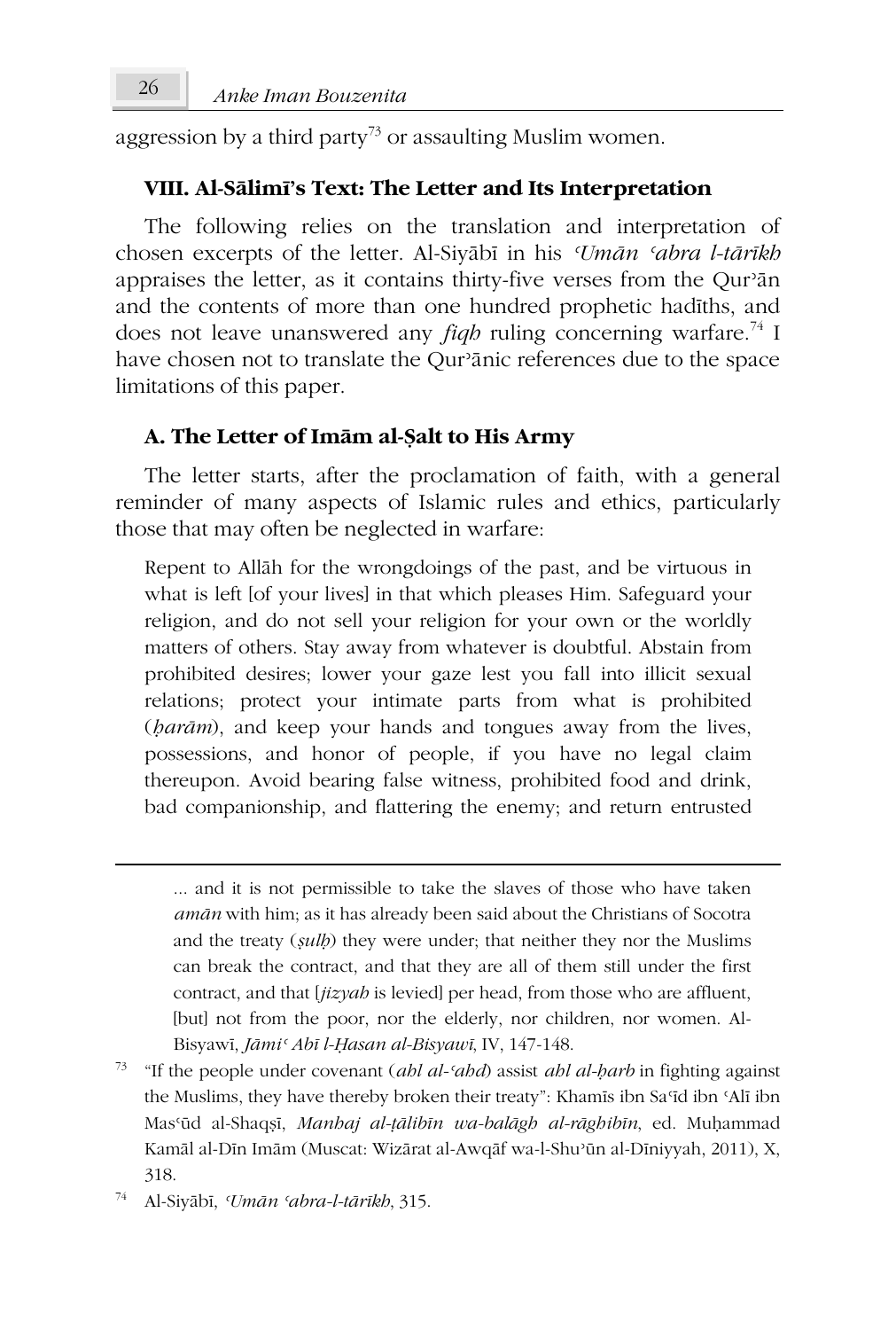aggression by a third party[73] or assaulting Muslim women.

### VIII. Al-Sālimī's Text: The Letter and Its Interpretation

The following relies on the translation and interpretation of chosen excerpts of the letter. Al-Siyābī in his *ʿUmān ʿabra l-tārīkh* appraises the letter, as it contains thirty-five verses from the Qurʾān and the contents of more than one hundred prophetic hadīths, and does not leave unanswered any *fiqh* ruling concerning warfare.[74] I have chosen not to translate the Qurʾānic references due to the space limitations of this paper.

#### A. The Letter of Imām al-Ṣalt to His Army

The letter starts, after the proclamation of faith, with a general reminder of many aspects of Islamic rules and ethics, particularly those that may often be neglected in warfare:

> Repent to Allāh for the wrongdoings of the past, and be virtuous in what is left [of your lives] in that which pleases Him. Safeguard your religion, and do not sell your religion for your own or the worldly matters of others. Stay away from whatever is doubtful. Abstain from prohibited desires; lower your gaze lest you fall into illicit sexual relations; protect your intimate parts from what is prohibited (*ḥarām*), and keep your hands and tongues away from the lives, possessions, and honor of people, if you have no legal claim thereupon. Avoid bearing false witness, prohibited food and drink, bad companionship, and flattering the enemy; and return entrusted

---

... and it is not permissible to take the slaves of those who have taken *amān* with him; as it has already been said about the Christians of Socotra and the treaty (*ṣulḥ*) they were under; that neither they nor the Muslims can break the contract, and that they are all of them still under the first contract, and that [*jizyah* is levied] per head, from those who are affluent, [but] not from the poor, nor the elderly, nor children, nor women. Al-Bisyawī, *Jāmiʿ Abī l-Ḥasan al-Bisyawī*, IV, 147-148.

[73] "If the people under covenant (*ahl al-ʿahd*) assist *ahl al-ḥarb* in fighting against the Muslims, they have thereby broken their treaty": Khamīs ibn Saʿīd ibn ʿAlī ibn Masʿūd al-Shaqṣī, *Manhaj al-ṭālibīn wa-balāgh al-rāghibīn*, ed. Muḥammad Kamāl al-Dīn Imām (Muscat: Wizārat al-Awqāf wa-l-Shuʾūn al-Dīniyyah, 2011), X, 318.

[74] Al-Siyābī, *ʿUmān ʿabra-l-tārīkh*, 315.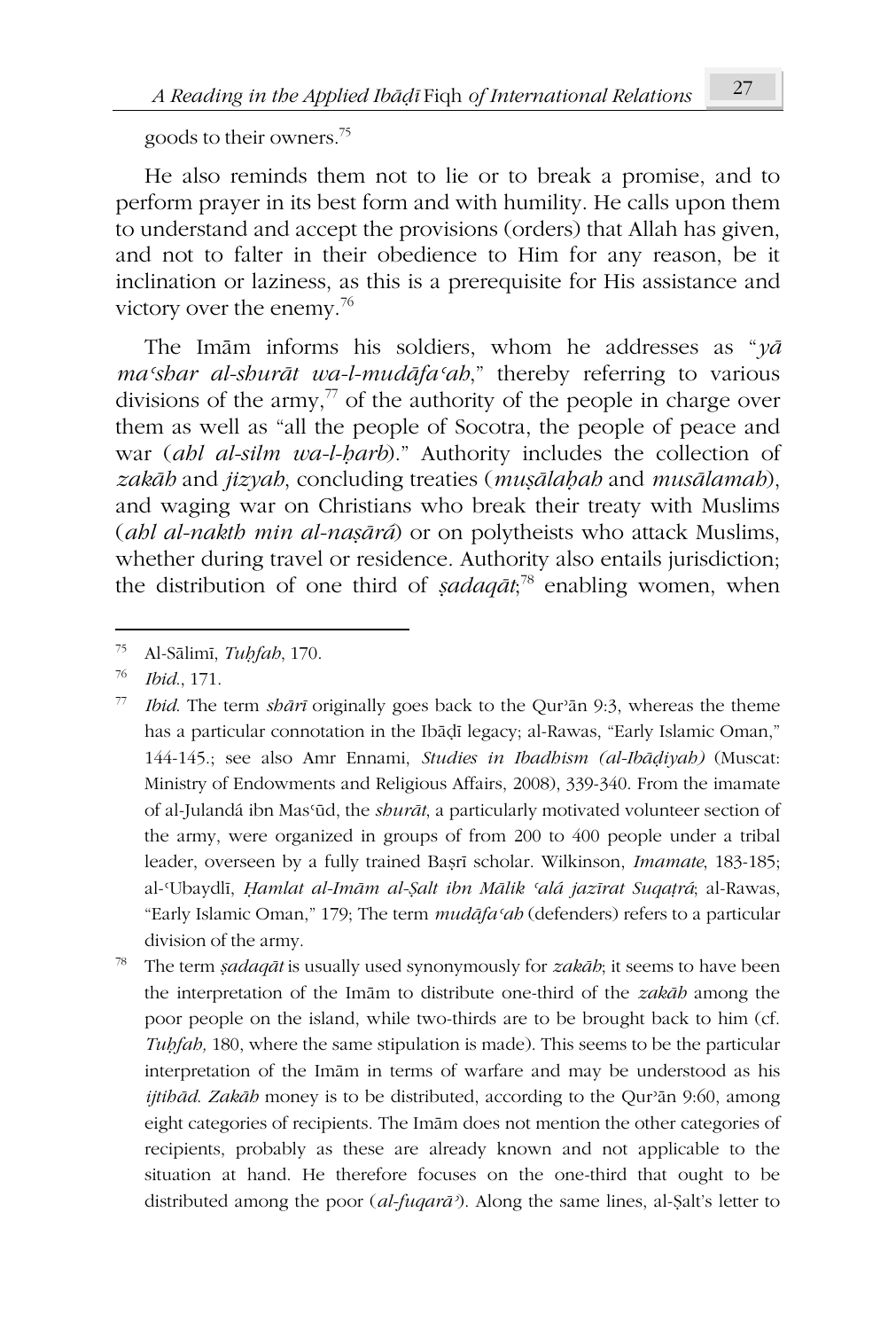goods to their owners.[75]

He also reminds them not to lie or to break a promise, and to perform prayer in its best form and with humility. He calls upon them to understand and accept the provisions (orders) that Allah has given, and not to falter in their obedience to Him for any reason, be it inclination or laziness, as this is a prerequisite for His assistance and victory over the enemy.[76]

The Imām informs his soldiers, whom he addresses as "*yā maʿshar al-shurāt wa-l-mudāfaʿah*," thereby referring to various divisions of the army,[77] of the authority of the people in charge over them as well as "all the people of Socotra, the people of peace and war (*ahl al-silm wa-l-ḥarb*)." Authority includes the collection of *zakāh* and *jizyah*, concluding treaties (*muṣālaḥah* and *musālamah*), and waging war on Christians who break their treaty with Muslims (*ahl al-nakth min al-naṣārá*) or on polytheists who attack Muslims, whether during travel or residence. Authority also entails jurisdiction; the distribution of one third of *ṣadaqāt*;[78] enabling women, when

---

[75] Al-Sālimī, *Tuḥfah*, 170.

[76] *Ibid.*, 171.

[77] *Ibid.* The term *shārī* originally goes back to the Qurʾān 9:3, whereas the theme has a particular connotation in the Ibāḍī legacy; al-Rawas, "Early Islamic Oman," 144-145.; see also Amr Ennami, *Studies in Ibadhism (al-Ibāḍiyah)* (Muscat: Ministry of Endowments and Religious Affairs, 2008), 339-340. From the imamate of al-Julandá ibn Masʿūd, the *shurāt*, a particularly motivated volunteer section of the army, were organized in groups of from 200 to 400 people under a tribal leader, overseen by a fully trained Baṣrī scholar. Wilkinson, *Imamate*, 183-185; al-ʿUbaydlī, *Ḥamlat al-Imām al-Ṣalt ibn Mālik ʿalá jazīrat Suqaṭrá*; al-Rawas, "Early Islamic Oman," 179; The term *mudāfaʿah* (defenders) refers to a particular division of the army.

[78] The term *ṣadaqāt* is usually used synonymously for *zakāh*; it seems to have been the interpretation of the Imām to distribute one-third of the *zakāh* among the poor people on the island, while two-thirds are to be brought back to him (cf. *Tuḥfah,* 180, where the same stipulation is made). This seems to be the particular interpretation of the Imām in terms of warfare and may be understood as his *ijtihād*. *Zakāh* money is to be distributed, according to the Qurʾān 9:60, among eight categories of recipients. The Imām does not mention the other categories of recipients, probably as these are already known and not applicable to the situation at hand. He therefore focuses on the one-third that ought to be distributed among the poor (*al-fuqarāʾ*). Along the same lines, al-Ṣalt's letter to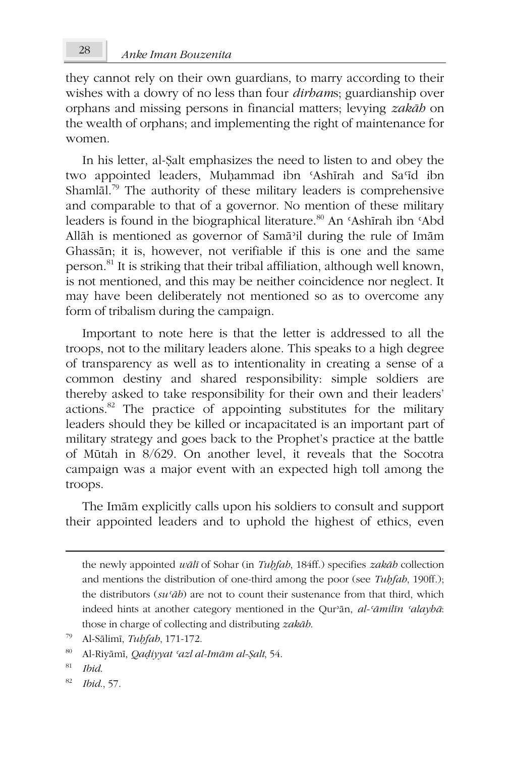they cannot rely on their own guardians, to marry according to their wishes with a dowry of no less than four *dirham*s; guardianship over orphans and missing persons in financial matters; levying *zakāh* on the wealth of orphans; and implementing the right of maintenance for women.

In his letter, al-Ṣalt emphasizes the need to listen to and obey the two appointed leaders, Muḥammad ibn ʿAshīrah and Saʿīd ibn Shamlāl.[79] The authority of these military leaders is comprehensive and comparable to that of a governor. No mention of these military leaders is found in the biographical literature.[80] An ʿAshīrah ibn ʿAbd Allāh is mentioned as governor of Samāʾil during the rule of Imām Ghassān; it is, however, not verifiable if this is one and the same person.[81] It is striking that their tribal affiliation, although well known, is not mentioned, and this may be neither coincidence nor neglect. It may have been deliberately not mentioned so as to overcome any form of tribalism during the campaign.

Important to note here is that the letter is addressed to all the troops, not to the military leaders alone. This speaks to a high degree of transparency as well as to intentionality in creating a sense of a common destiny and shared responsibility: simple soldiers are thereby asked to take responsibility for their own and their leaders' actions.[82] The practice of appointing substitutes for the military leaders should they be killed or incapacitated is an important part of military strategy and goes back to the Prophet's practice at the battle of Mūtah in 8/629. On another level, it reveals that the Socotra campaign was a major event with an expected high toll among the troops.

The Imām explicitly calls upon his soldiers to consult and support their appointed leaders and to uphold the highest of ethics, even

---

the newly appointed *wālī* of Sohar (in *Tuḥfah*, 184ff.) specifies *zakāh* collection and mentions the distribution of one-third among the poor (see *Tuḥfah*, 190ff.); the distributors (*suʿāh*) are not to count their sustenance from that third, which indeed hints at another category mentioned in the Qurʾān, *al-ʿāmilīn ʿalayhā*: those in charge of collecting and distributing *zakāh*.

[79] Al-Sālimī, *Tuḥfah*, 171-172.

[80] Al-Riyāmī, *Qaḍiyyat ʿazl al-Imām al-Ṣalt*, 54.

[81] *Ibid.*

[82] *Ibid.*, 57.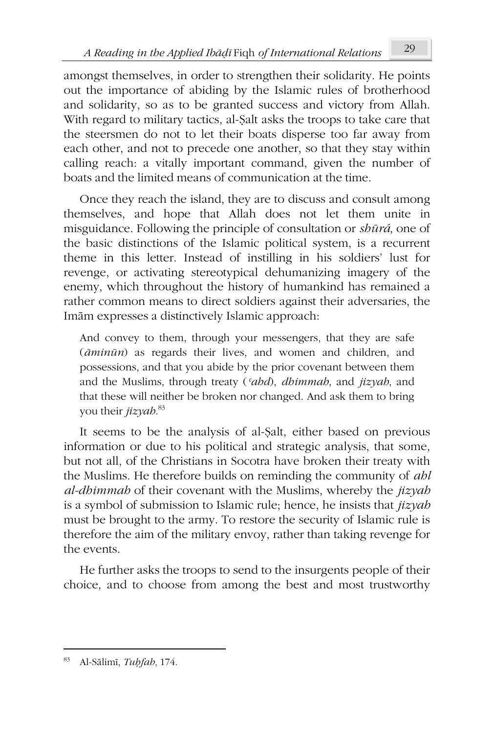amongst themselves, in order to strengthen their solidarity. He points out the importance of abiding by the Islamic rules of brotherhood and solidarity, so as to be granted success and victory from Allah. With regard to military tactics, al-Ṣalt asks the troops to take care that the steersmen do not to let their boats disperse too far away from each other, and not to precede one another, so that they stay within calling reach: a vitally important command, given the number of boats and the limited means of communication at the time.

Once they reach the island, they are to discuss and consult among themselves, and hope that Allah does not let them unite in misguidance. Following the principle of consultation or *shūrā*, one of the basic distinctions of the Islamic political system, is a recurrent theme in this letter. Instead of instilling in his soldiers' lust for revenge, or activating stereotypical dehumanizing imagery of the enemy, which throughout the history of humankind has remained a rather common means to direct soldiers against their adversaries, the Imām expresses a distinctively Islamic approach:

> And convey to them, through your messengers, that they are safe (*āminūn*) as regards their lives, and women and children, and possessions, and that you abide by the prior covenant between them and the Muslims, through treaty (*ʿahd*), *dhimmah*, and *jizyah*, and that these will neither be broken nor changed. And ask them to bring you their *jizyah*.[83]

It seems to be the analysis of al-Ṣalt, either based on previous information or due to his political and strategic analysis, that some, but not all, of the Christians in Socotra have broken their treaty with the Muslims. He therefore builds on reminding the community of *ahl al-dhimmah* of their covenant with the Muslims, whereby the *jizyah* is a symbol of submission to Islamic rule; hence, he insists that *jizyah* must be brought to the army. To restore the security of Islamic rule is therefore the aim of the military envoy, rather than taking revenge for the events.

He further asks the troops to send to the insurgents people of their choice, and to choose from among the best and most trustworthy

---

[83] Al-Sālimī, *Tuḥfah*, 174.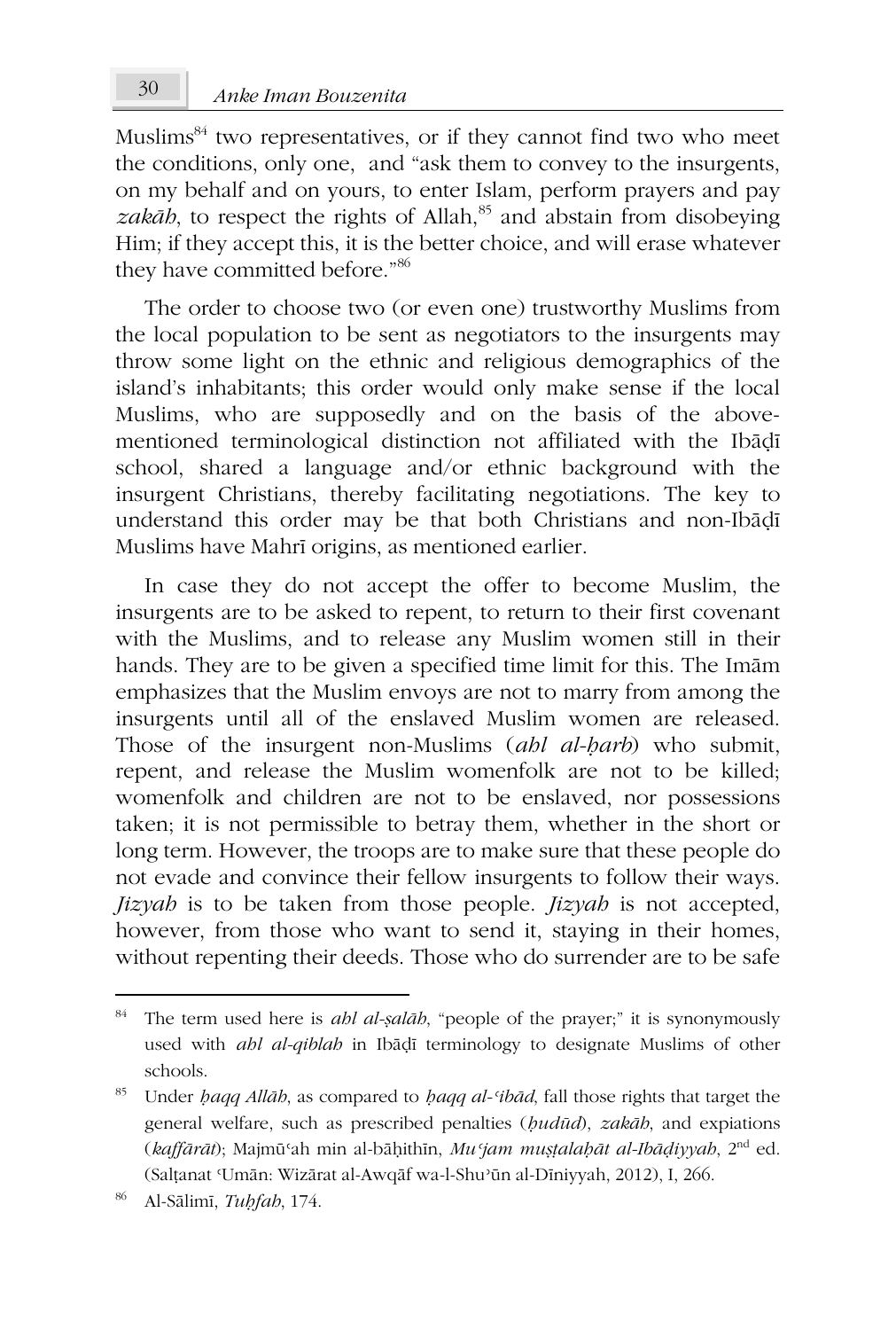Muslims[84] two representatives, or if they cannot find two who meet the conditions, only one, and "ask them to convey to the insurgents, on my behalf and on yours, to enter Islam, perform prayers and pay *zakāh*, to respect the rights of Allah,[85] and abstain from disobeying Him; if they accept this, it is the better choice, and will erase whatever they have committed before."[86]

The order to choose two (or even one) trustworthy Muslims from the local population to be sent as negotiators to the insurgents may throw some light on the ethnic and religious demographics of the island's inhabitants; this order would only make sense if the local Muslims, who are supposedly and on the basis of the above-mentioned terminological distinction not affiliated with the Ibāḍī school, shared a language and/or ethnic background with the insurgent Christians, thereby facilitating negotiations. The key to understand this order may be that both Christians and non-Ibāḍī Muslims have Mahrī origins, as mentioned earlier.

In case they do not accept the offer to become Muslim, the insurgents are to be asked to repent, to return to their first covenant with the Muslims, and to release any Muslim women still in their hands. They are to be given a specified time limit for this. The Imām emphasizes that the Muslim envoys are not to marry from among the insurgents until all of the enslaved Muslim women are released. Those of the insurgent non-Muslims (*ahl al-ḥarb*) who submit, repent, and release the Muslim womenfolk are not to be killed; womenfolk and children are not to be enslaved, nor possessions taken; it is not permissible to betray them, whether in the short or long term. However, the troops are to make sure that these people do not evade and convince their fellow insurgents to follow their ways. *Jizyah* is to be taken from those people. *Jizyah* is not accepted, however, from those who want to send it, staying in their homes, without repenting their deeds. Those who do surrender are to be safe

---

[84] The term used here is *ahl al-ṣalāh*, "people of the prayer;" it is synonymously used with *ahl al-qiblah* in Ibāḍī terminology to designate Muslims of other schools.

[85] Under *ḥaqq Allāh*, as compared to *ḥaqq al-ʿibād*, fall those rights that target the general welfare, such as prescribed penalties (*ḥudūd*), *zakāh*, and expiations (*kaffārāt*); Majmūʿah min al-bāḥithīn, *Muʿjam muṣṭalaḥāt al-Ibāḍiyyah*, 2nd ed. (Salṭanat ʿUmān: Wizārat al-Awqāf wa-l-Shuʾūn al-Dīniyyah, 2012), I, 266.

[86] Al-Sālimī, *Tuḥfah*, 174.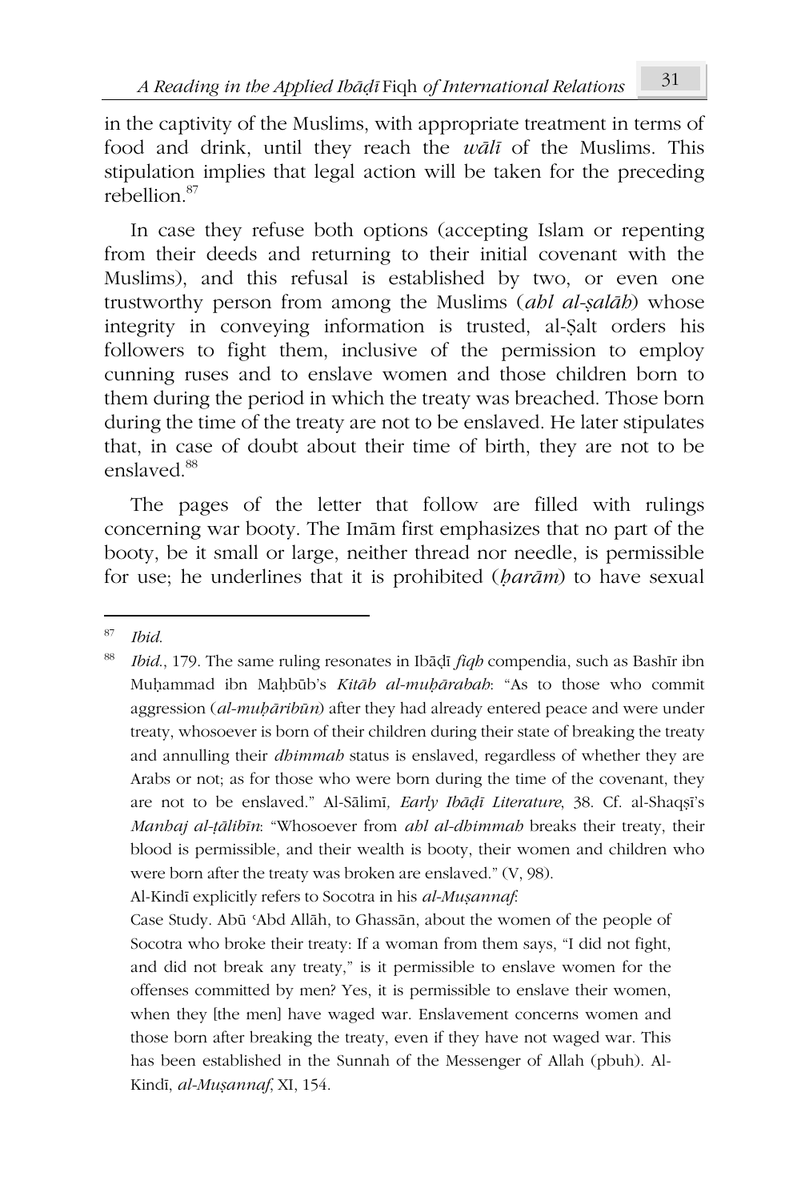in the captivity of the Muslims, with appropriate treatment in terms of food and drink, until they reach the *wālī* of the Muslims. This stipulation implies that legal action will be taken for the preceding rebellion.[87]

In case they refuse both options (accepting Islam or repenting from their deeds and returning to their initial covenant with the Muslims), and this refusal is established by two, or even one trustworthy person from among the Muslims (*ahl al-ṣalāh*) whose integrity in conveying information is trusted, al-Ṣalt orders his followers to fight them, inclusive of the permission to employ cunning ruses and to enslave women and those children born to them during the period in which the treaty was breached. Those born during the time of the treaty are not to be enslaved. He later stipulates that, in case of doubt about their time of birth, they are not to be enslaved.[88]

The pages of the letter that follow are filled with rulings concerning war booty. The Imām first emphasizes that no part of the booty, be it small or large, neither thread nor needle, is permissible for use; he underlines that it is prohibited (*ḥarām*) to have sexual

---

[87] *Ibid.*

[88] *Ibid.*, 179. The same ruling resonates in Ibāḍī *fiqh* compendia, such as Bashīr ibn Muḥammad ibn Maḥbūb's *Kitāb al-muḥārabah*: "As to those who commit aggression (*al-muḥāribūn*) after they had already entered peace and were under treaty, whosoever is born of their children during their state of breaking the treaty and annulling their *dhimmah* status is enslaved, regardless of whether they are Arabs or not; as for those who were born during the time of the covenant, they are not to be enslaved." Al-Sālimī*, Early Ibāḍī Literature*, 38. Cf. al-Shaqṣī's *Manhaj al-ṭālibīn*: "Whosoever from *ahl al-dhimmah* breaks their treaty, their blood is permissible, and their wealth is booty, their women and children who were born after the treaty was broken are enslaved." (V, 98).

Al-Kindī explicitly refers to Socotra in his *al-Muṣannaf*:

> Case Study. Abū ʿAbd Allāh, to Ghassān, about the women of the people of Socotra who broke their treaty: If a woman from them says, "I did not fight, and did not break any treaty," is it permissible to enslave women for the offenses committed by men? Yes, it is permissible to enslave their women, when they [the men] have waged war. Enslavement concerns women and those born after breaking the treaty, even if they have not waged war. This has been established in the Sunnah of the Messenger of Allah (pbuh). Al-Kindī, *al-Muṣannaf*, XI, 154.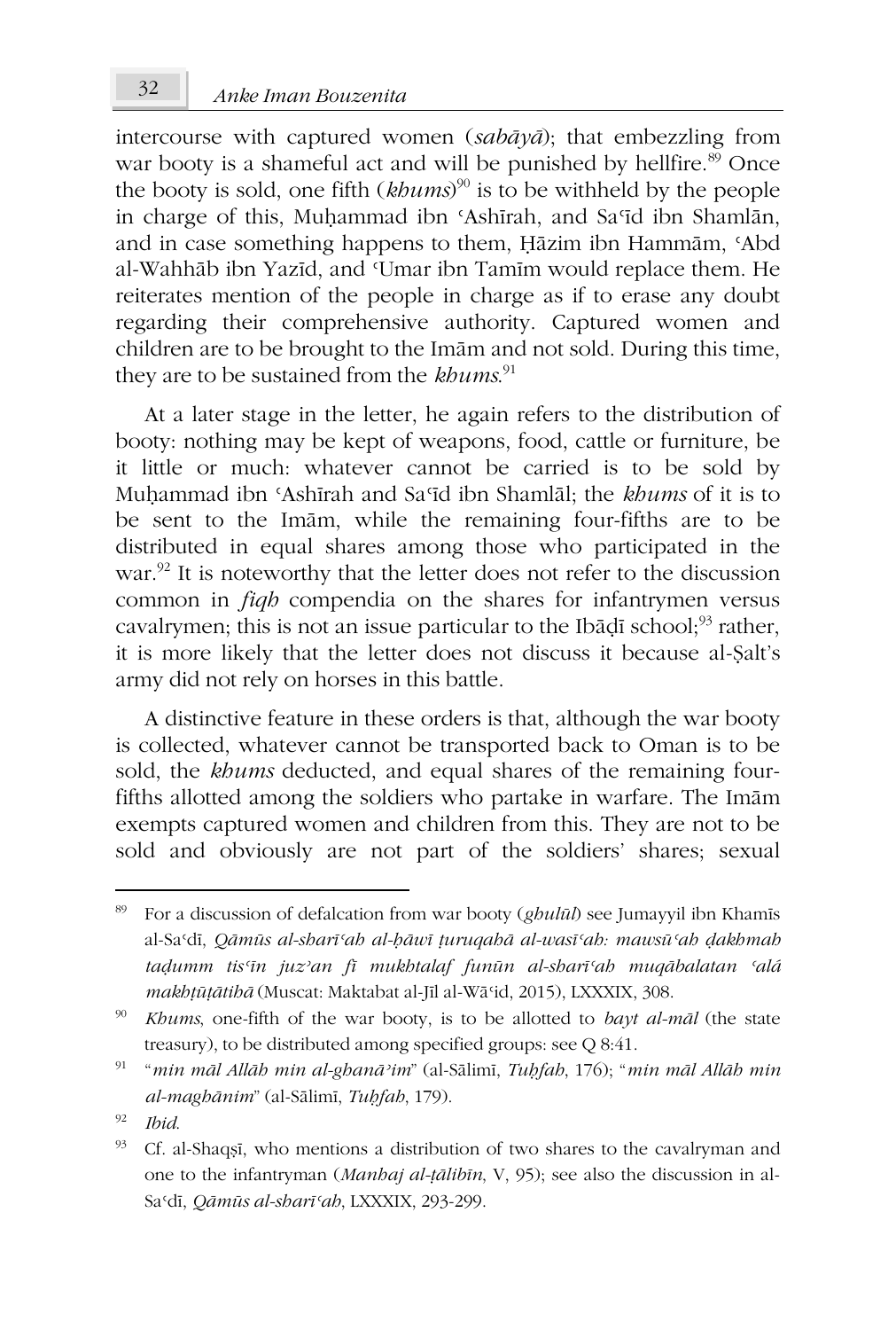intercourse with captured women (*sabāyā*); that embezzling from war booty is a shameful act and will be punished by hellfire.[89] Once the booty is sold, one fifth (*khums*)[90] is to be withheld by the people in charge of this, Muḥammad ibn ʿAshīrah, and Saʿīd ibn Shamlān, and in case something happens to them, Ḥāzim ibn Hammām, ʿAbd al-Wahhāb ibn Yazīd, and ʿUmar ibn Tamīm would replace them. He reiterates mention of the people in charge as if to erase any doubt regarding their comprehensive authority. Captured women and children are to be brought to the Imām and not sold. During this time, they are to be sustained from the *khums*.[91]

At a later stage in the letter, he again refers to the distribution of booty: nothing may be kept of weapons, food, cattle or furniture, be it little or much: whatever cannot be carried is to be sold by Muḥammad ibn ʿAshīrah and Saʿīd ibn Shamlāl; the *khums* of it is to be sent to the Imām, while the remaining four-fifths are to be distributed in equal shares among those who participated in the war.[92] It is noteworthy that the letter does not refer to the discussion common in *fiqh* compendia on the shares for infantrymen versus cavalrymen; this is not an issue particular to the Ibāḍī school;[93] rather, it is more likely that the letter does not discuss it because al-Ṣalt's army did not rely on horses in this battle.

A distinctive feature in these orders is that, although the war booty is collected, whatever cannot be transported back to Oman is to be sold, the *khums* deducted, and equal shares of the remaining four-fifths allotted among the soldiers who partake in warfare. The Imām exempts captured women and children from this. They are not to be sold and obviously are not part of the soldiers' shares; sexual

---

[89] For a discussion of defalcation from war booty (*ghulūl*) see Jumayyil ibn Khamīs al-Saʿdī, *Qāmūs al-sharīʿah al-ḥāwī ṭuruqahā al-wasīʿah: mawsūʿah ḍakhmah taḍumm tisʿīn juzʾan fī mukhtalaf funūn al-sharīʿah muqābalatan ʿalā makhṭūṭātihā* (Muscat: Maktabat al-Jīl al-Wāʿid, 2015), LXXXIX, 308.

[90] *Khums*, one-fifth of the war booty, is to be allotted to *bayt al-māl* (the state treasury), to be distributed among specified groups: see Q 8:41.

[91] "*min māl Allāh min al-ghanāʾim*" (al-Sālimī, *Tuḥfah*, 176); "*min māl Allāh min al-maghānim*" (al-Sālimī, *Tuḥfah*, 179).

[92] *Ibid.*

[93] Cf. al-Shaqṣī, who mentions a distribution of two shares to the cavalryman and one to the infantryman (*Manhaj al-ṭālibīn*, V, 95); see also the discussion in al-Saʿdī, *Qāmūs al-sharīʿah*, LXXXIX, 293-299.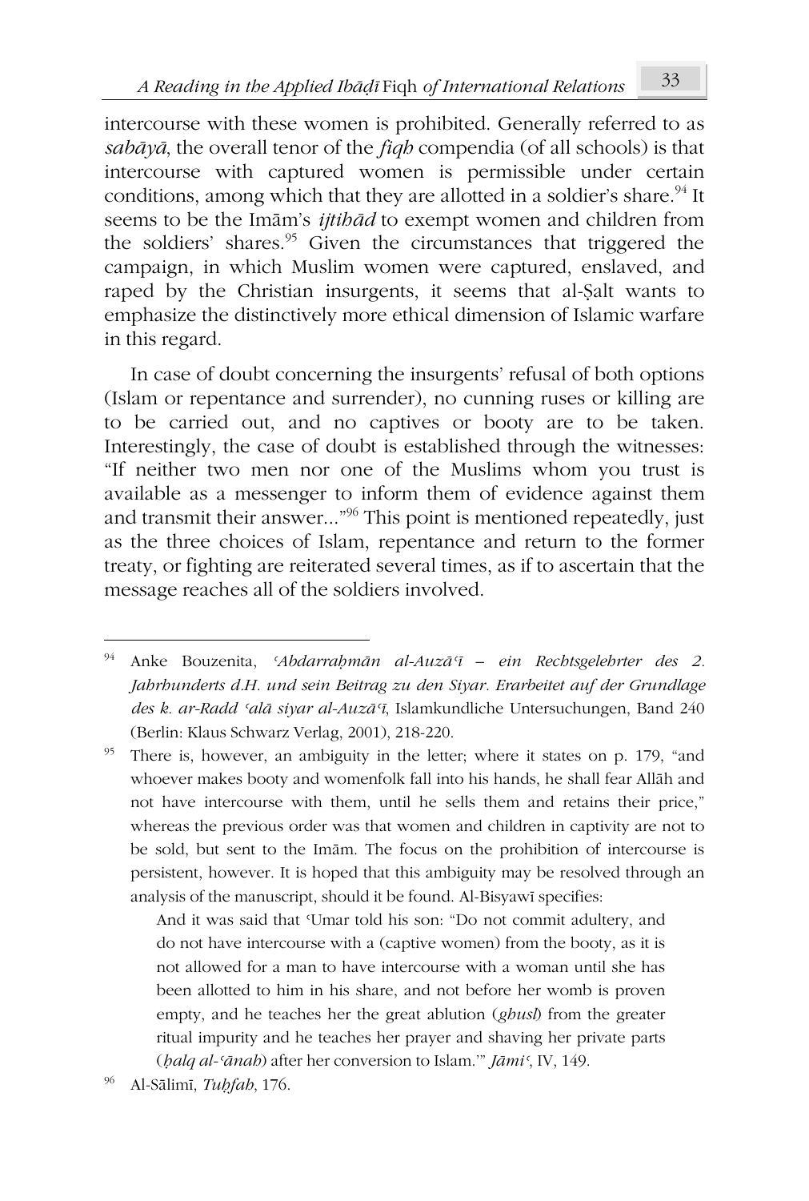intercourse with these women is prohibited. Generally referred to as *sabāyā*, the overall tenor of the *fiqh* compendia (of all schools) is that intercourse with captured women is permissible under certain conditions, among which that they are allotted in a soldier's share.[94] It seems to be the Imām's *ijtihād* to exempt women and children from the soldiers' shares.[95] Given the circumstances that triggered the campaign, in which Muslim women were captured, enslaved, and raped by the Christian insurgents, it seems that al-Ṣalt wants to emphasize the distinctively more ethical dimension of Islamic warfare in this regard.

In case of doubt concerning the insurgents' refusal of both options (Islam or repentance and surrender), no cunning ruses or killing are to be carried out, and no captives or booty are to be taken. Interestingly, the case of doubt is established through the witnesses: "If neither two men nor one of the Muslims whom you trust is available as a messenger to inform them of evidence against them and transmit their answer..."[96] This point is mentioned repeatedly, just as the three choices of Islam, repentance and return to the former treaty, or fighting are reiterated several times, as if to ascertain that the message reaches all of the soldiers involved.

---

[94] Anke Bouzenita, *ʿAbdarraḥmān al-Auzāʿī – ein Rechtsgelehrter des 2. Jahrhunderts d.H. und sein Beitrag zu den Siyar. Erarbeitet auf der Grundlage des k. ar-Radd ʿalā siyar al-Auzāʿī*, Islamkundliche Untersuchungen, Band 240 (Berlin: Klaus Schwarz Verlag, 2001), 218-220.

[95] There is, however, an ambiguity in the letter; where it states on p. 179, "and whoever makes booty and womenfolk fall into his hands, he shall fear Allāh and not have intercourse with them, until he sells them and retains their price," whereas the previous order was that women and children in captivity are not to be sold, but sent to the Imām. The focus on the prohibition of intercourse is persistent, however. It is hoped that this ambiguity may be resolved through an analysis of the manuscript, should it be found. Al-Bisyawī specifies:

> And it was said that ʿUmar told his son: "Do not commit adultery, and do not have intercourse with a (captive women) from the booty, as it is not allowed for a man to have intercourse with a woman until she has been allotted to him in his share, and not before her womb is proven empty, and he teaches her the great ablution (*ghusl*) from the greater ritual impurity and he teaches her prayer and shaving her private parts (*ḥalq al-ʿānah*) after her conversion to Islam.'" *Jāmiʿ*, IV, 149.

[96] Al-Sālimī, *Tuḥfah*, 176.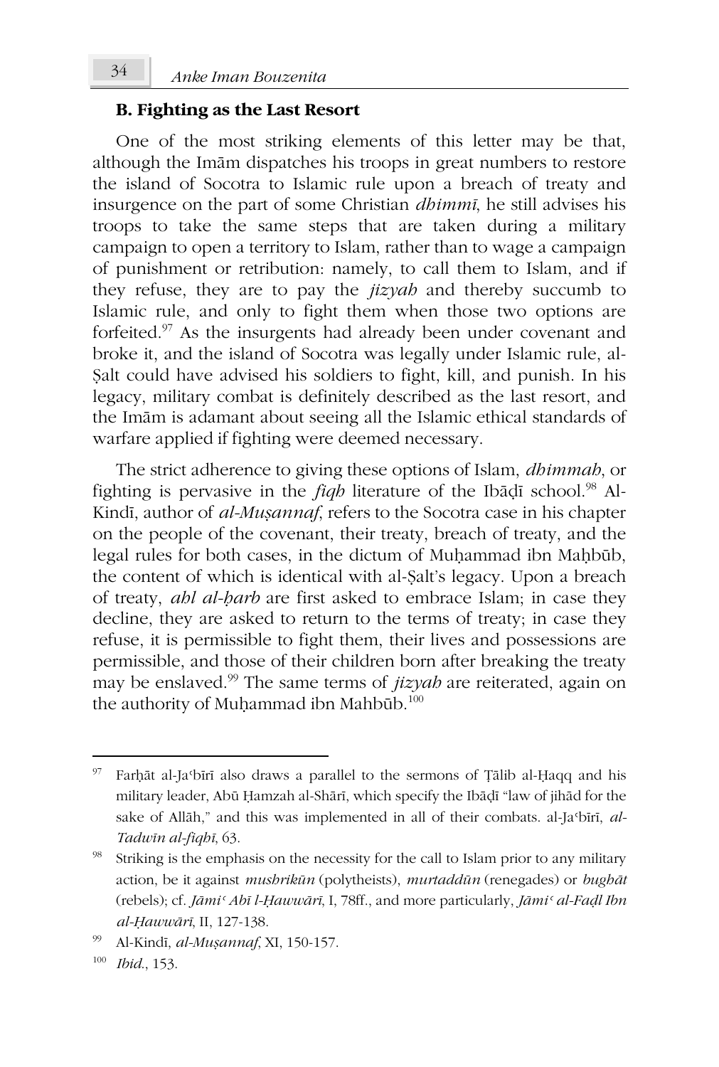### B. Fighting as the Last Resort

One of the most striking elements of this letter may be that, although the Imām dispatches his troops in great numbers to restore the island of Socotra to Islamic rule upon a breach of treaty and insurgence on the part of some Christian *dhimmī*, he still advises his troops to take the same steps that are taken during a military campaign to open a territory to Islam, rather than to wage a campaign of punishment or retribution: namely, to call them to Islam, and if they refuse, they are to pay the *jizyah* and thereby succumb to Islamic rule, and only to fight them when those two options are forfeited.[97] As the insurgents had already been under covenant and broke it, and the island of Socotra was legally under Islamic rule, al-Ṣalt could have advised his soldiers to fight, kill, and punish. In his legacy, military combat is definitely described as the last resort, and the Imām is adamant about seeing all the Islamic ethical standards of warfare applied if fighting were deemed necessary.

The strict adherence to giving these options of Islam, *dhimmah*, or fighting is pervasive in the *fiqh* literature of the Ibāḍī school.[98] Al-Kindī, author of *al-Muṣannaf*, refers to the Socotra case in his chapter on the people of the covenant, their treaty, breach of treaty, and the legal rules for both cases, in the dictum of Muḥammad ibn Maḥbūb, the content of which is identical with al-Ṣalt's legacy. Upon a breach of treaty, *ahl al-ḥarb* are first asked to embrace Islam; in case they decline, they are asked to return to the terms of treaty; in case they refuse, it is permissible to fight them, their lives and possessions are permissible, and those of their children born after breaking the treaty may be enslaved.[99] The same terms of *jizyah* are reiterated, again on the authority of Muḥammad ibn Mahbūb.[100]

---

[97] Farḥāt al-Jaʿbīrī also draws a parallel to the sermons of Ṭālib al-Ḥaqq and his military leader, Abū Ḥamzah al-Shārī, which specify the Ibāḍī "law of jihād for the sake of Allāh," and this was implemented in all of their combats. al-Jaʿbīrī, *al-Tadwīn al-fiqhī*, 63.

[98] Striking is the emphasis on the necessity for the call to Islam prior to any military action, be it against *mushrikūn* (polytheists), *murtaddūn* (renegades) or *bughāt* (rebels); cf. *Jāmiʿ Abī l-Ḥawwārī*, I, 78ff., and more particularly, *Jāmiʿ al-Faḍl Ibn al-Ḥawwārī*, II, 127-138.

[99] Al-Kindī, *al-Muṣannaf*, XI, 150-157.

[100] *Ibid.*, 153.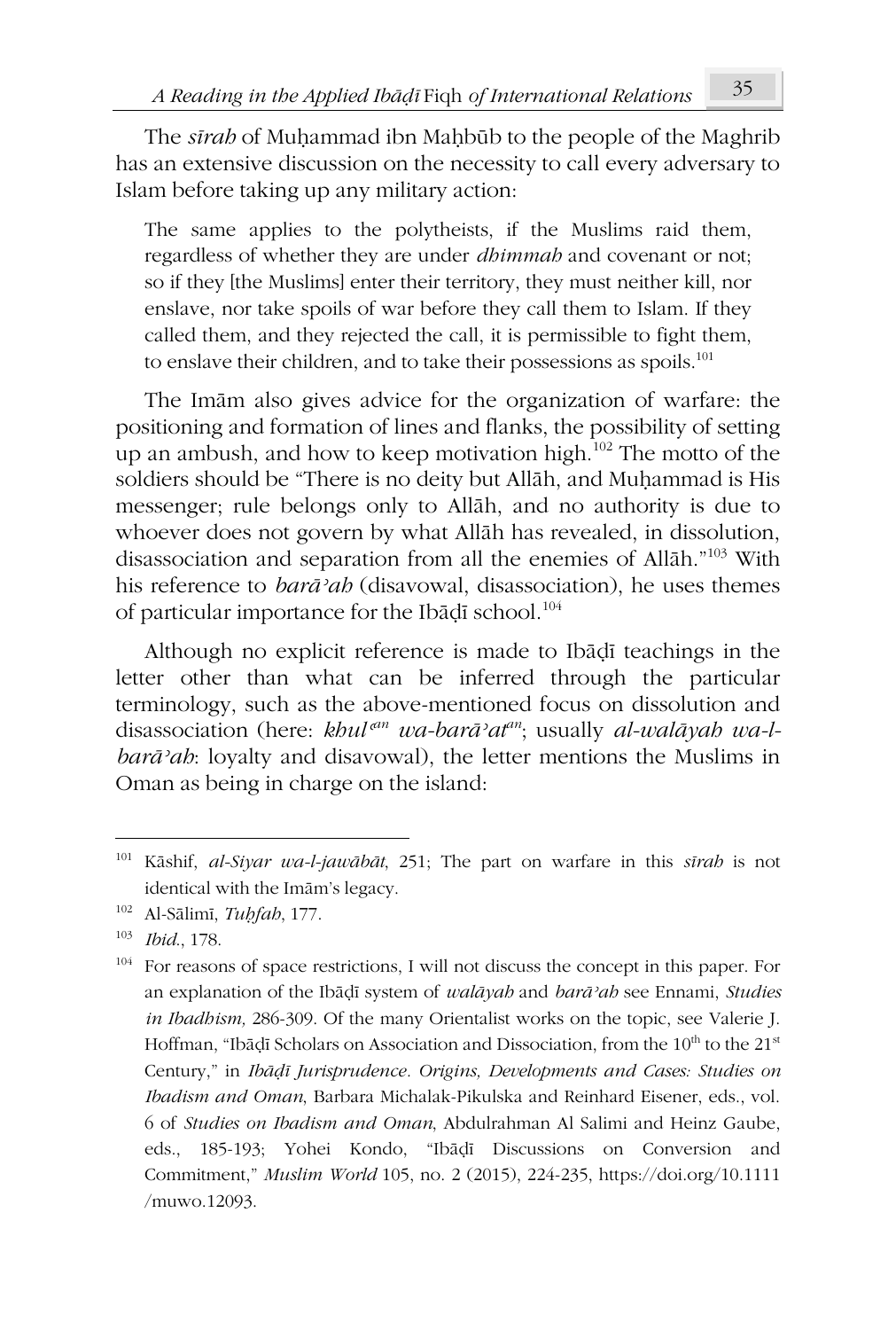The *sīrah* of Muḥammad ibn Maḥbūb to the people of the Maghrib has an extensive discussion on the necessity to call every adversary to Islam before taking up any military action:

> The same applies to the polytheists, if the Muslims raid them, regardless of whether they are under *dhimmah* and covenant or not; so if they [the Muslims] enter their territory, they must neither kill, nor enslave, nor take spoils of war before they call them to Islam. If they called them, and they rejected the call, it is permissible to fight them, to enslave their children, and to take their possessions as spoils.[101]

The Imām also gives advice for the organization of warfare: the positioning and formation of lines and flanks, the possibility of setting up an ambush, and how to keep motivation high.[102] The motto of the soldiers should be "There is no deity but Allāh, and Muḥammad is His messenger; rule belongs only to Allāh, and no authority is due to whoever does not govern by what Allāh has revealed, in dissolution, disassociation and separation from all the enemies of Allāh."[103] With his reference to *barāʾah* (disavowal, disassociation), he uses themes of particular importance for the Ibāḍī school.[104]

Although no explicit reference is made to Ibāḍī teachings in the letter other than what can be inferred through the particular terminology, such as the above-mentioned focus on dissolution and disassociation (here: *khulʿan wa-barāʾatan*; usually *al-walāyah wa-l-barāʾah*: loyalty and disavowal), the letter mentions the Muslims in Oman as being in charge on the island:

---

[101] Kāshif, *al-Siyar wa-l-jawābāt,* 251; The part on warfare in this *sīrah* is not identical with the Imām's legacy.

[102] Al-Sālimī, *Tuḥfah*, 177.

[103] *Ibid.*, 178.

[104] For reasons of space restrictions, I will not discuss the concept in this paper. For an explanation of the Ibāḍī system of *walāyah* and *barāʾah* see Ennami, *Studies in Ibadhism,* 286-309. Of the many Orientalist works on the topic, see Valerie J. Hoffman, "Ibāḍī Scholars on Association and Dissociation, from the 10th to the 21st Century," in *Ibāḍī Jurisprudence. Origins, Developments and Cases: Studies on Ibadism and Oman*, Barbara Michalak-Pikulska and Reinhard Eisener, eds., vol. 6 of *Studies on Ibadism and Oman*, Abdulrahman Al Salimi and Heinz Gaube, eds., 185-193; Yohei Kondo, "Ibāḍī Discussions on Conversion and Commitment," *Muslim World* 105, no. 2 (2015), 224-235, https://doi.org/10.1111/muwo.12093.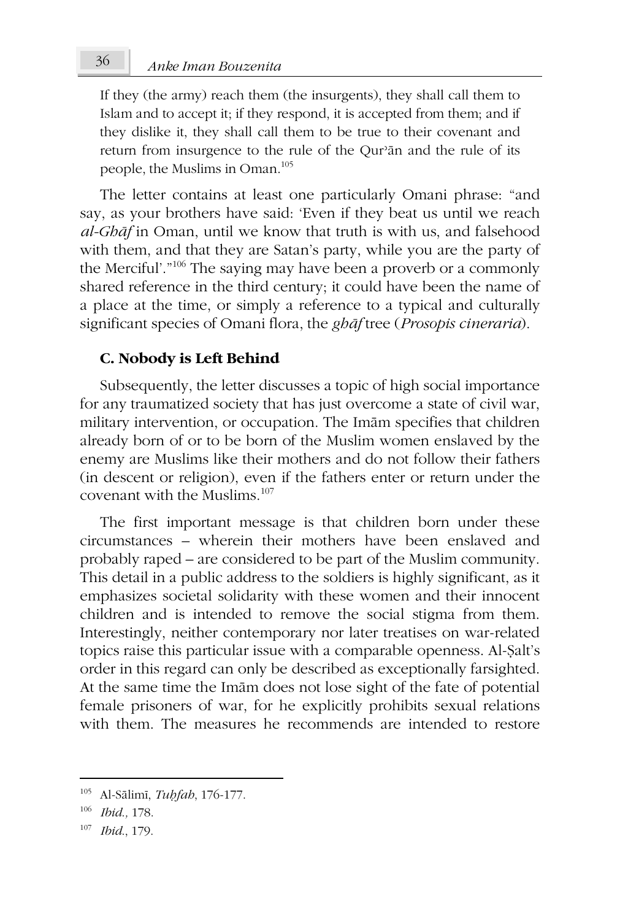> If they (the army) reach them (the insurgents), they shall call them to Islam and to accept it; if they respond, it is accepted from them; and if they dislike it, they shall call them to be true to their covenant and return from insurgence to the rule of the Qurʾān and the rule of its people, the Muslims in Oman.[105]

The letter contains at least one particularly Omani phrase: "and say, as your brothers have said: 'Even if they beat us until we reach *al-Ghāf* in Oman, until we know that truth is with us, and falsehood with them, and that they are Satan's party, while you are the party of the Merciful'."[106] The saying may have been a proverb or a commonly shared reference in the third century; it could have been the name of a place at the time, or simply a reference to a typical and culturally significant species of Omani flora, the *ghāf* tree (*Prosopis cineraria*).

### C. Nobody is Left Behind

Subsequently, the letter discusses a topic of high social importance for any traumatized society that has just overcome a state of civil war, military intervention, or occupation. The Imām specifies that children already born of or to be born of the Muslim women enslaved by the enemy are Muslims like their mothers and do not follow their fathers (in descent or religion), even if the fathers enter or return under the covenant with the Muslims.[107]

The first important message is that children born under these circumstances – wherein their mothers have been enslaved and probably raped – are considered to be part of the Muslim community. This detail in a public address to the soldiers is highly significant, as it emphasizes societal solidarity with these women and their innocent children and is intended to remove the social stigma from them. Interestingly, neither contemporary nor later treatises on war-related topics raise this particular issue with a comparable openness. Al-Ṣalt's order in this regard can only be described as exceptionally farsighted. At the same time the Imām does not lose sight of the fate of potential female prisoners of war, for he explicitly prohibits sexual relations with them. The measures he recommends are intended to restore

---

[105] Al-Sālimī, *Tuḥfah*, 176-177.

[106] *Ibid.,* 178.

[107] *Ibid.*, 179.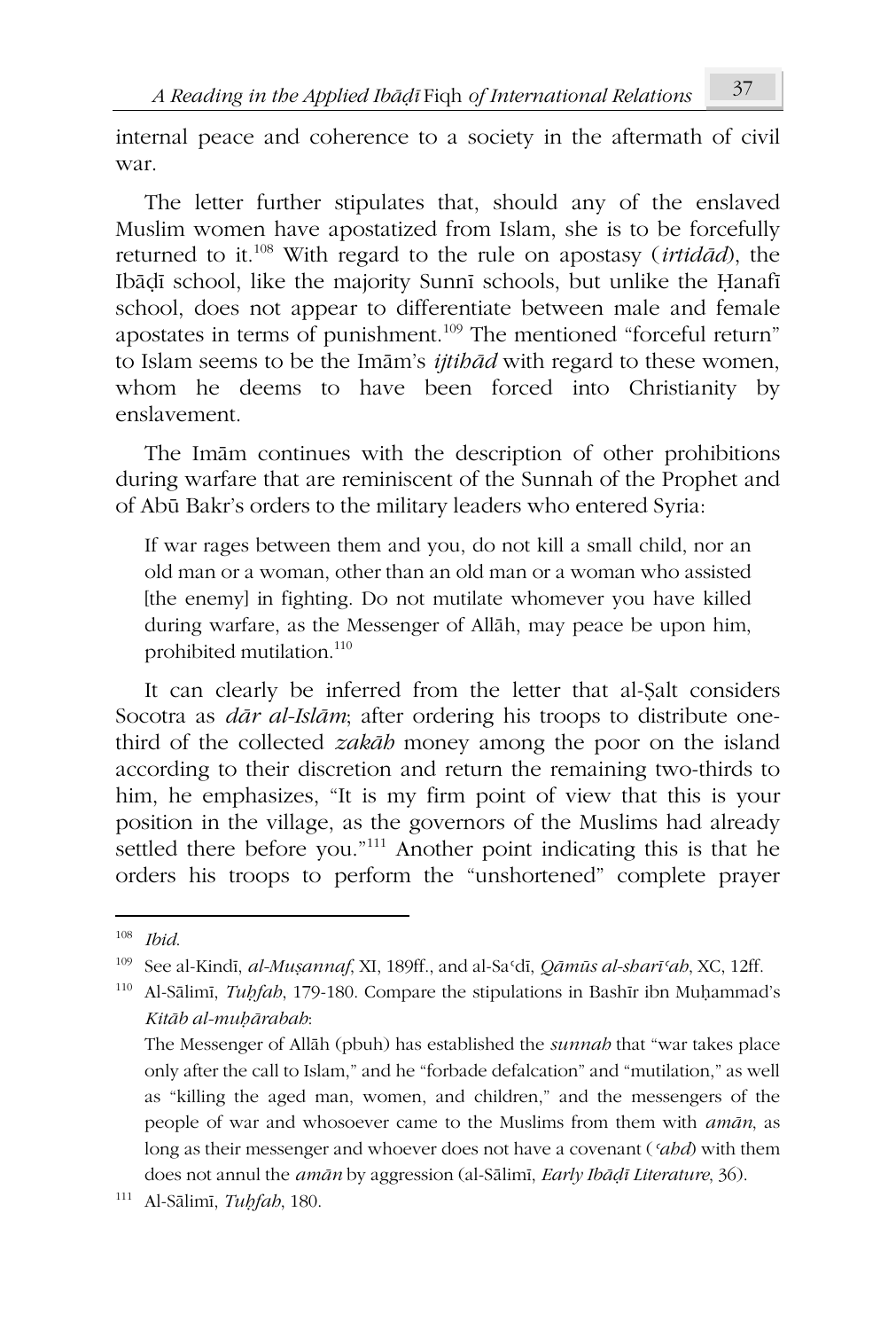internal peace and coherence to a society in the aftermath of civil war.

The letter further stipulates that, should any of the enslaved Muslim women have apostatized from Islam, she is to be forcefully returned to it.[108] With regard to the rule on apostasy (*irtidād*), the Ibāḍī school, like the majority Sunnī schools, but unlike the Ḥanafī school, does not appear to differentiate between male and female apostates in terms of punishment.[109] The mentioned "forceful return" to Islam seems to be the Imām's *ijtihād* with regard to these women, whom he deems to have been forced into Christianity by enslavement.

The Imām continues with the description of other prohibitions during warfare that are reminiscent of the Sunnah of the Prophet and of Abū Bakr's orders to the military leaders who entered Syria:

> If war rages between them and you, do not kill a small child, nor an old man or a woman, other than an old man or a woman who assisted [the enemy] in fighting. Do not mutilate whomever you have killed during warfare, as the Messenger of Allāh, may peace be upon him, prohibited mutilation.[110]

It can clearly be inferred from the letter that al-Ṣalt considers Socotra as *dār al-Islām*; after ordering his troops to distribute one-third of the collected *zakāh* money among the poor on the island according to their discretion and return the remaining two-thirds to him, he emphasizes, "It is my firm point of view that this is your position in the village, as the governors of the Muslims had already settled there before you."[111] Another point indicating this is that he orders his troops to perform the "unshortened" complete prayer

---

[108] *Ibid.*

[109] See al-Kindī, *al-Muṣannaf*, XI, 189ff., and al-Saʿdī, *Qāmūs al-sharīʿah*, XC, 12ff.

[110] Al-Sālimī, *Tuḥfah*, 179-180. Compare the stipulations in Bashīr ibn Muḥammad's *Kitāb al-muḥārabah*:

The Messenger of Allāh (pbuh) has established the *sunnah* that "war takes place only after the call to Islam," and he "forbade defalcation" and "mutilation," as well as "killing the aged man, women, and children," and the messengers of the people of war and whosoever came to the Muslims from them with *amān*, as long as their messenger and whoever does not have a covenant (*ʿahd*) with them does not annul the *amān* by aggression (al-Sālimī, *Early Ibāḍī Literature*, 36).

[111] Al-Sālimī, *Tuḥfah*, 180.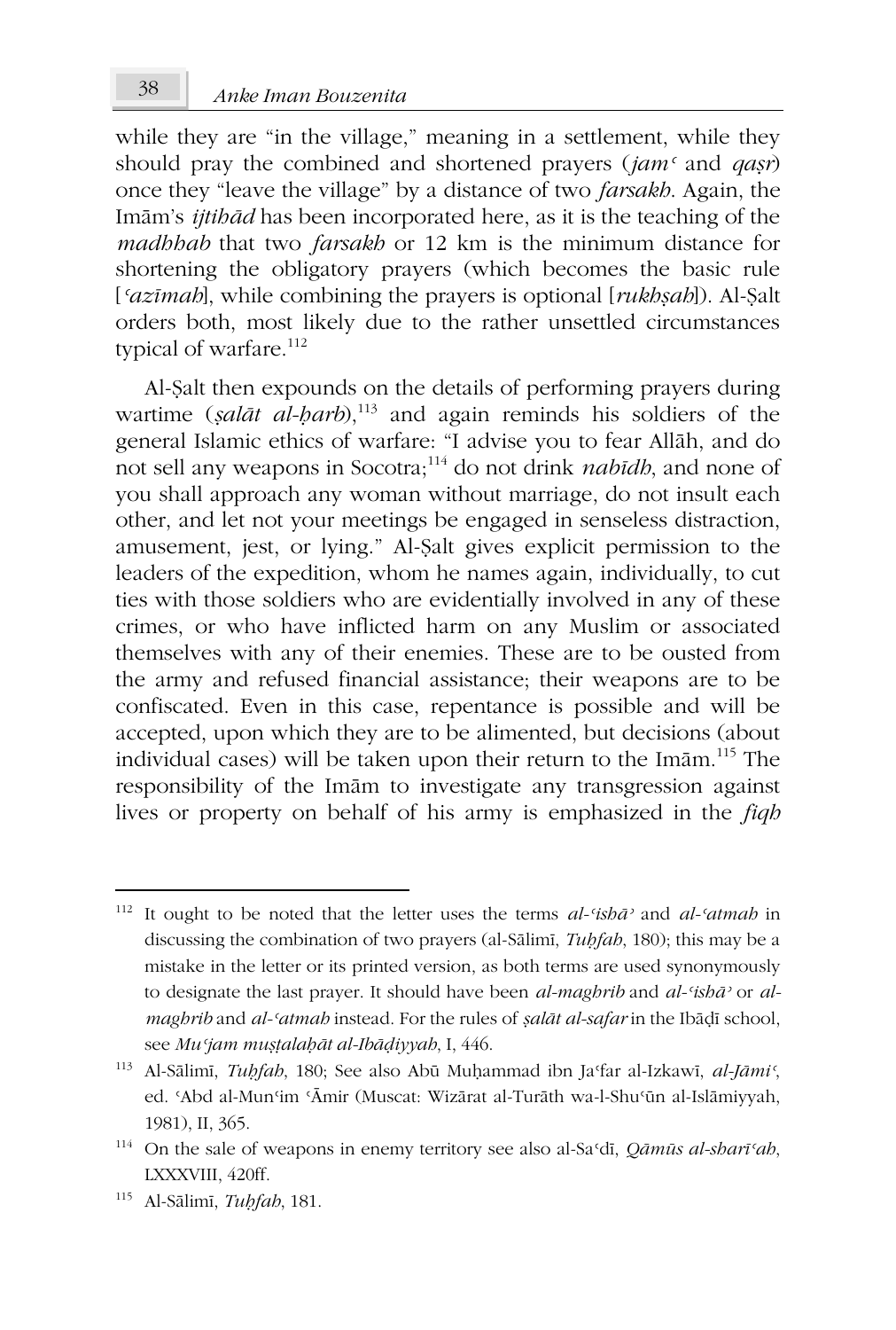while they are "in the village," meaning in a settlement, while they should pray the combined and shortened prayers (*jamʿ* and *qaṣr*) once they "leave the village" by a distance of two *farsakh*. Again, the Imām's *ijtihād* has been incorporated here, as it is the teaching of the *madhhab* that two *farsakh* or 12 km is the minimum distance for shortening the obligatory prayers (which becomes the basic rule [*ʿazīmah*], while combining the prayers is optional [*rukhṣah*]). Al-Ṣalt orders both, most likely due to the rather unsettled circumstances typical of warfare.[112]

Al-Ṣalt then expounds on the details of performing prayers during wartime (*ṣalāt al-ḥarb*),[113] and again reminds his soldiers of the general Islamic ethics of warfare: "I advise you to fear Allāh, and do not sell any weapons in Socotra;[114] do not drink *nabīdh*, and none of you shall approach any woman without marriage, do not insult each other, and let not your meetings be engaged in senseless distraction, amusement, jest, or lying." Al-Ṣalt gives explicit permission to the leaders of the expedition, whom he names again, individually, to cut ties with those soldiers who are evidentially involved in any of these crimes, or who have inflicted harm on any Muslim or associated themselves with any of their enemies. These are to be ousted from the army and refused financial assistance; their weapons are to be confiscated. Even in this case, repentance is possible and will be accepted, upon which they are to be alimented, but decisions (about individual cases) will be taken upon their return to the Imām.[115] The responsibility of the Imām to investigate any transgression against lives or property on behalf of his army is emphasized in the *fiqh*

---

[112] It ought to be noted that the letter uses the terms *al-ʿishāʾ* and *al-ʿatmah* in discussing the combination of two prayers (al-Sālimī, *Tuḥfah*, 180); this may be a mistake in the letter or its printed version, as both terms are used synonymously to designate the last prayer. It should have been *al-maghrib* and *al-ʿishāʾ* or *al-maghrib* and *al-ʿatmah* instead. For the rules of *ṣalāt al-safar* in the Ibāḍī school, see *Muʿjam muṣṭalaḥāt al-Ibāḍiyyah*, I, 446.

[113] Al-Sālimī, *Tuḥfah*, 180; See also Abū Muḥammad ibn Jaʿfar al-Izkawī, *al-Jāmiʿ*, ed. ʿAbd al-Munʿim ʿĀmir (Muscat: Wizārat al-Turāth wa-l-Shuʿūn al-Islāmiyyah, 1981), II, 365.

[114] On the sale of weapons in enemy territory see also al-Saʿdī, *Qāmūs al-sharīʿah*, LXXXVIII, 420ff.

[115] Al-Sālimī, *Tuḥfah*, 181.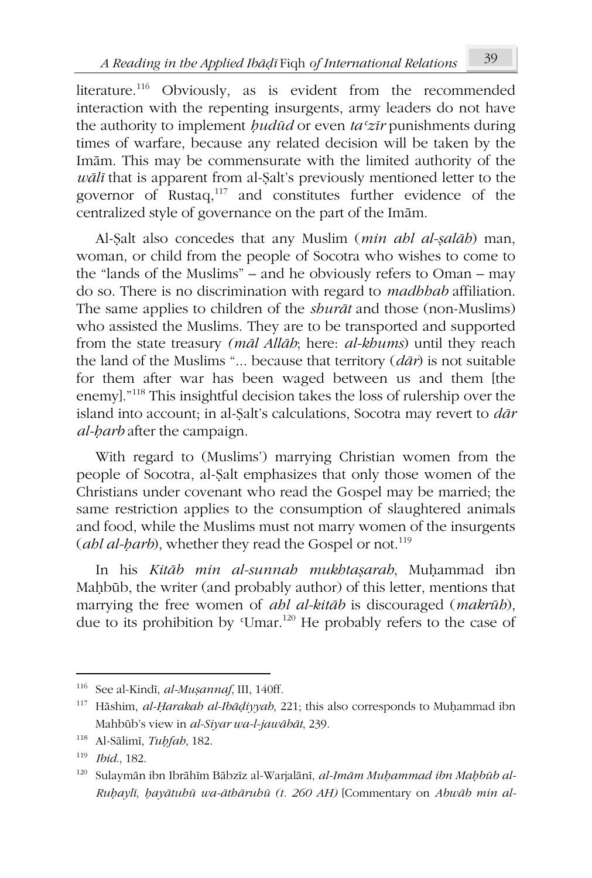literature.[116] Obviously, as is evident from the recommended interaction with the repenting insurgents, army leaders do not have the authority to implement *ḥudūd* or even *taʿzīr* punishments during times of warfare, because any related decision will be taken by the Imām. This may be commensurate with the limited authority of the *wālī* that is apparent from al-Ṣalt's previously mentioned letter to the governor of Rustaq,[117] and constitutes further evidence of the centralized style of governance on the part of the Imām.

Al-Ṣalt also concedes that any Muslim (*min ahl al-ṣalāh*) man, woman, or child from the people of Socotra who wishes to come to the "lands of the Muslims" – and he obviously refers to Oman – may do so. There is no discrimination with regard to *madhhab* affiliation. The same applies to children of the *shurāt* and those (non-Muslims) who assisted the Muslims. They are to be transported and supported from the state treasury *(māl Allāh*; here: *al-khums*) until they reach the land of the Muslims "... because that territory (*dār*) is not suitable for them after war has been waged between us and them [the enemy]."[118] This insightful decision takes the loss of rulership over the island into account; in al-Ṣalt's calculations, Socotra may revert to *dār al-ḥarb* after the campaign.

With regard to (Muslims') marrying Christian women from the people of Socotra, al-Ṣalt emphasizes that only those women of the Christians under covenant who read the Gospel may be married; the same restriction applies to the consumption of slaughtered animals and food, while the Muslims must not marry women of the insurgents (*ahl al-ḥarb*), whether they read the Gospel or not.[119]

In his *Kitāb min al-sunnah mukhtaṣarah*, Muḥammad ibn Maḥbūb, the writer (and probably author) of this letter, mentions that marrying the free women of *ahl al-kitāb* is discouraged (*makrūh*), due to its prohibition by ʿUmar.[120] He probably refers to the case of

---

[116] See al-Kindī, *al-Muṣannaf*, III, 140ff.

[117] Hāshim, *al-Ḥarakah al-Ibāḍiyyah*, 221; this also corresponds to Muḥammad ibn Mahbūb's view in *al-Siyar wa-l-jawābāt*, 239.

[118] Al-Sālimī, *Tuḥfah*, 182.

[119] *Ibid.*, 182.

[120] Sulaymān ibn Ibrāhīm Bābzīz al-Warjalānī, *al-Imām Muḥammad ibn Maḥbūb al-Ruḥaylī, ḥayātuhū wa-āthāruhū (t. 260 AH)* [Commentary on *Abwāb min al-*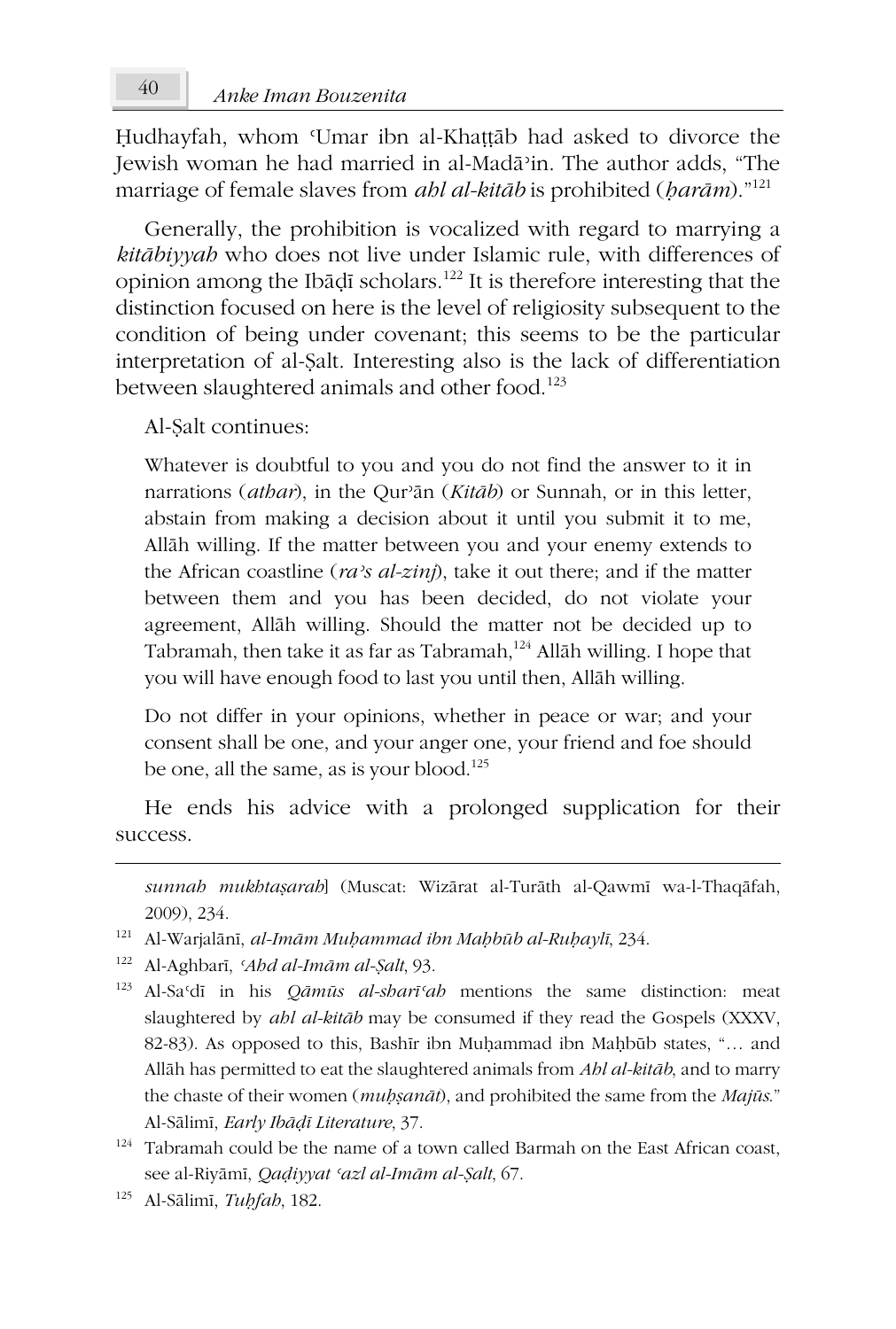Ḥudhayfah, whom ʿUmar ibn al-Khaṭṭāb had asked to divorce the Jewish woman he had married in al-Madāʾin. The author adds, "The marriage of female slaves from *ahl al-kitāb* is prohibited (*ḥarām*)."[121]

Generally, the prohibition is vocalized with regard to marrying a *kitābiyyah* who does not live under Islamic rule, with differences of opinion among the Ibāḍī scholars.[122] It is therefore interesting that the distinction focused on here is the level of religiosity subsequent to the condition of being under covenant; this seems to be the particular interpretation of al-Ṣalt. Interesting also is the lack of differentiation between slaughtered animals and other food.[123]

Al-Ṣalt continues:

> Whatever is doubtful to you and you do not find the answer to it in narrations (*athar*), in the Qurʾān (*Kitāb*) or Sunnah, or in this letter, abstain from making a decision about it until you submit it to me, Allāh willing. If the matter between you and your enemy extends to the African coastline (*raʾs al-zinj*), take it out there; and if the matter between them and you has been decided, do not violate your agreement, Allāh willing. Should the matter not be decided up to Tabramah, then take it as far as Tabramah,[124] Allāh willing. I hope that you will have enough food to last you until then, Allāh willing.
>
> Do not differ in your opinions, whether in peace or war; and your consent shall be one, and your anger one, your friend and foe should be one, all the same, as is your blood.[125]

He ends his advice with a prolonged supplication for their success.

---

*sunnah mukhtaṣarah*] (Muscat: Wizārat al-Turāth al-Qawmī wa-l-Thaqāfah, 2009), 234.

[121] Al-Warjalānī, *al-Imām Muḥammad ibn Maḥbūb al-Ruḥaylī*, 234.

[122] Al-Aghbarī, *ʿAhd al-Imām al-Ṣalt*, 93.

[123] Al-Saʿdī in his *Qāmūs al-sharīʿah* mentions the same distinction: meat slaughtered by *ahl al-kitāb* may be consumed if they read the Gospels (XXXV, 82-83). As opposed to this, Bashīr ibn Muḥammad ibn Maḥbūb states, "… and Allāh has permitted to eat the slaughtered animals from *Ahl al-kitāb*, and to marry the chaste of their women (*muḥṣanāt*), and prohibited the same from the *Majūs*." Al-Sālimī, *Early Ibāḍī Literature*, 37.

[124] Tabramah could be the name of a town called Barmah on the East African coast, see al-Riyāmī, *Qaḍiyyat ʿazl al-Imām al-Ṣalt*, 67.

[125] Al-Sālimī, *Tuḥfah*, 182.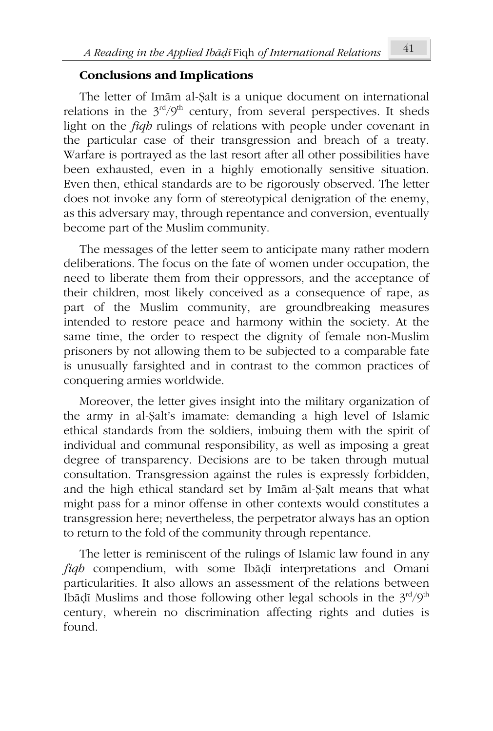## Conclusions and Implications

The letter of Imām al-Ṣalt is a unique document on international relations in the 3rd/9th century, from several perspectives. It sheds light on the *fiqh* rulings of relations with people under covenant in the particular case of their transgression and breach of a treaty. Warfare is portrayed as the last resort after all other possibilities have been exhausted, even in a highly emotionally sensitive situation. Even then, ethical standards are to be rigorously observed. The letter does not invoke any form of stereotypical denigration of the enemy, as this adversary may, through repentance and conversion, eventually become part of the Muslim community.

The messages of the letter seem to anticipate many rather modern deliberations. The focus on the fate of women under occupation, the need to liberate them from their oppressors, and the acceptance of their children, most likely conceived as a consequence of rape, as part of the Muslim community, are groundbreaking measures intended to restore peace and harmony within the society. At the same time, the order to respect the dignity of female non-Muslim prisoners by not allowing them to be subjected to a comparable fate is unusually farsighted and in contrast to the common practices of conquering armies worldwide.

Moreover, the letter gives insight into the military organization of the army in al-Ṣalt's imamate: demanding a high level of Islamic ethical standards from the soldiers, imbuing them with the spirit of individual and communal responsibility, as well as imposing a great degree of transparency. Decisions are to be taken through mutual consultation. Transgression against the rules is expressly forbidden, and the high ethical standard set by Imām al-Ṣalt means that what might pass for a minor offense in other contexts would constitutes a transgression here; nevertheless, the perpetrator always has an option to return to the fold of the community through repentance.

The letter is reminiscent of the rulings of Islamic law found in any *fiqh* compendium, with some Ibāḍī interpretations and Omani particularities. It also allows an assessment of the relations between Ibāḍī Muslims and those following other legal schools in the 3rd/9th century, wherein no discrimination affecting rights and duties is found.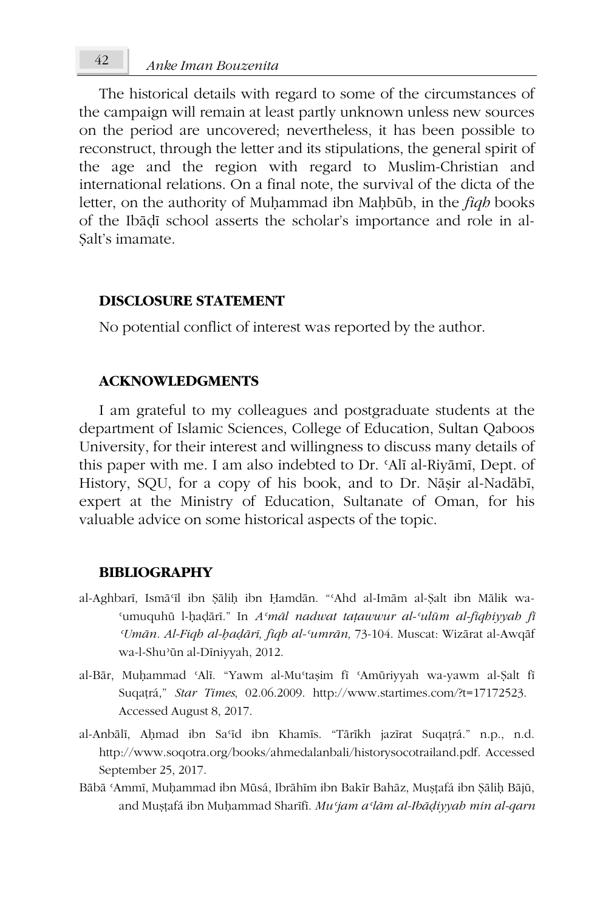The historical details with regard to some of the circumstances of the campaign will remain at least partly unknown unless new sources on the period are uncovered; nevertheless, it has been possible to reconstruct, through the letter and its stipulations, the general spirit of the age and the region with regard to Muslim-Christian and international relations. On a final note, the survival of the dicta of the letter, on the authority of Muḥammad ibn Maḥbūb, in the *fiqh* books of the Ibāḍī school asserts the scholar's importance and role in al-Ṣalt's imamate.

## DISCLOSURE STATEMENT

No potential conflict of interest was reported by the author.

## ACKNOWLEDGMENTS

I am grateful to my colleagues and postgraduate students at the department of Islamic Sciences, College of Education, Sultan Qaboos University, for their interest and willingness to discuss many details of this paper with me. I am also indebted to Dr. ʿAlī al-Riyāmī, Dept. of History, SQU, for a copy of his book, and to Dr. Nāṣir al-Nadābī, expert at the Ministry of Education, Sultanate of Oman, for his valuable advice on some historical aspects of the topic.

## BIBLIOGRAPHY

al-Aghbarī, Ismāʿīl ibn Ṣāliḥ ibn Ḥamdān. "ʿAhd al-Imām al-Ṣalt ibn Mālik wa-ʿumuquhū l-ḥaḍārī." In *Aʿmāl nadwat taṭawwur al-ʿulūm al-fiqhiyyah fī ʿUmān. Al-Fiqh al-ḥaḍārī, fiqh al-ʿumrān,* 73-104. Muscat: Wizārat al-Awqāf wa-l-Shuʾūn al-Dīniyyah, 2012.

al-Bār, Muḥammad ʿAlī. "Yawm al-Muʿtaṣim fī ʿAmūriyyah wa-yawm al-Ṣalt fī Suqaṭrá," *Star Times*, 02.06.2009. http://www.startimes.com/?t=17172523. Accessed August 8, 2017.

al-Anbālī, Aḥmad ibn Saʿīd ibn Khamīs. "Tārīkh jazīrat Suqaṭrá." n.p., n.d. http://www.soqotra.org/books/ahmedalanbali/historysocotrailand.pdf. Accessed September 25, 2017.

Bābā ʿAmmī, Muḥammad ibn Mūsá, Ibrāhīm ibn Bakīr Bahāz, Muṣṭafá ibn Ṣāliḥ Bājū, and Muṣṭafá ibn Muḥammad Sharīfī. *Muʿjam aʿlām al-Ibāḍiyyah min al-qarn*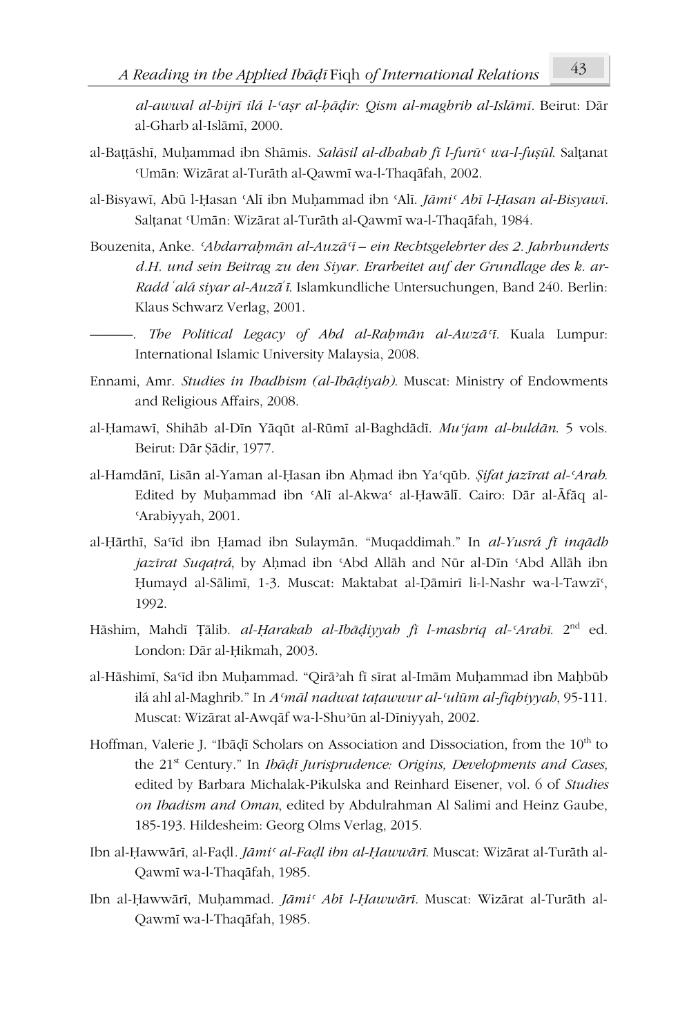*al-awwal al-hijrī ilá l-ʿaṣr al-ḥāḍir: Qism al-maghrib al-Islāmī*. Beirut: Dār al-Gharb al-Islāmī, 2000.

al-Baṭṭāshī, Muḥammad ibn Shāmis. *Salāsil al-dhahab fī l-furūʿ wa-l-fuṣūl*. Salṭanat ʿUmān: Wizārat al-Turāth al-Qawmī wa-l-Thaqāfah, 2002.

al-Bisyawī, Abū l-Ḥasan ʿAlī ibn Muḥammad ibn ʿAlī. *Jāmiʿ Abī l-Ḥasan al-Bisyawī*. Salṭanat ʿUmān: Wizārat al-Turāth al-Qawmī wa-l-Thaqāfah, 1984.

Bouzenita, Anke. *ʿAbdarraḥmān al-Auzāʿī – ein Rechtsgelehrter des 2. Jahrhunderts d.H. und sein Beitrag zu den Siyar. Erarbeitet auf der Grundlage des k. ar-Radd ʿalá siyar al-Auzāʿī*. Islamkundliche Untersuchungen, Band 240. Berlin: Klaus Schwarz Verlag, 2001.

———. *The Political Legacy of Abd al-Raḥmān al-Awzāʿī*. Kuala Lumpur: International Islamic University Malaysia, 2008.

Ennami, Amr. *Studies in Ibadhism (al-Ibāḍiyah)*. Muscat: Ministry of Endowments and Religious Affairs, 2008.

al-Ḥamawī, Shihāb al-Dīn Yāqūt al-Rūmī al-Baghdādī. *Muʿjam al-buldān*. 5 vols. Beirut: Dār Ṣādir, 1977.

al-Hamdānī, Lisān al-Yaman al-Ḥasan ibn Aḥmad ibn Yaʿqūb. *Ṣifat jazīrat al-ʿArab*. Edited by Muḥammad ibn ʿAlī al-Akwaʿ al-Ḥawālī. Cairo: Dār al-Āfāq al-ʿArabiyyah, 2001.

al-Ḥārthī, Saʿīd ibn Ḥamad ibn Sulaymān. "Muqaddimah." In *al-Yusrá fī inqādh jazīrat Suqaṭrá*, by Aḥmad ibn ʿAbd Allāh and Nūr al-Dīn ʿAbd Allāh ibn Ḥumayd al-Sālimī, 1-3. Muscat: Maktabat al-Ḍāmirī li-l-Nashr wa-l-Tawzīʿ, 1992.

Hāshim, Mahdī Ṭālib. *al-Ḥarakah al-Ibāḍiyyah fī l-mashriq al-ʿArabī*. 2nd ed. London: Dār al-Ḥikmah, 2003.

al-Hāshimī, Saʿīd ibn Muḥammad. "Qirāʾah fī sīrat al-Imām Muḥammad ibn Maḥbūb ilá ahl al-Maghrib." In *Aʿmāl nadwat taṭawwur al-ʿulūm al-fiqhiyyah*, 95-111. Muscat: Wizārat al-Awqāf wa-l-Shuʾūn al-Dīniyyah, 2002.

Hoffman, Valerie J. "Ibāḍī Scholars on Association and Dissociation, from the 10th to the 21st Century." In *Ibāḍī Jurisprudence: Origins, Developments and Cases,* edited by Barbara Michalak-Pikulska and Reinhard Eisener, vol. 6 of *Studies on Ibadism and Oman*, edited by Abdulrahman Al Salimi and Heinz Gaube, 185-193. Hildesheim: Georg Olms Verlag, 2015.

Ibn al-Ḥawwārī, al-Faḍl. *Jāmiʿ al-Faḍl ibn al-Ḥawwārī*. Muscat: Wizārat al-Turāth al-Qawmī wa-l-Thaqāfah, 1985.

Ibn al-Ḥawwārī, Muḥammad. *Jāmiʿ Abī l-Ḥawwārī*. Muscat: Wizārat al-Turāth al-Qawmī wa-l-Thaqāfah, 1985.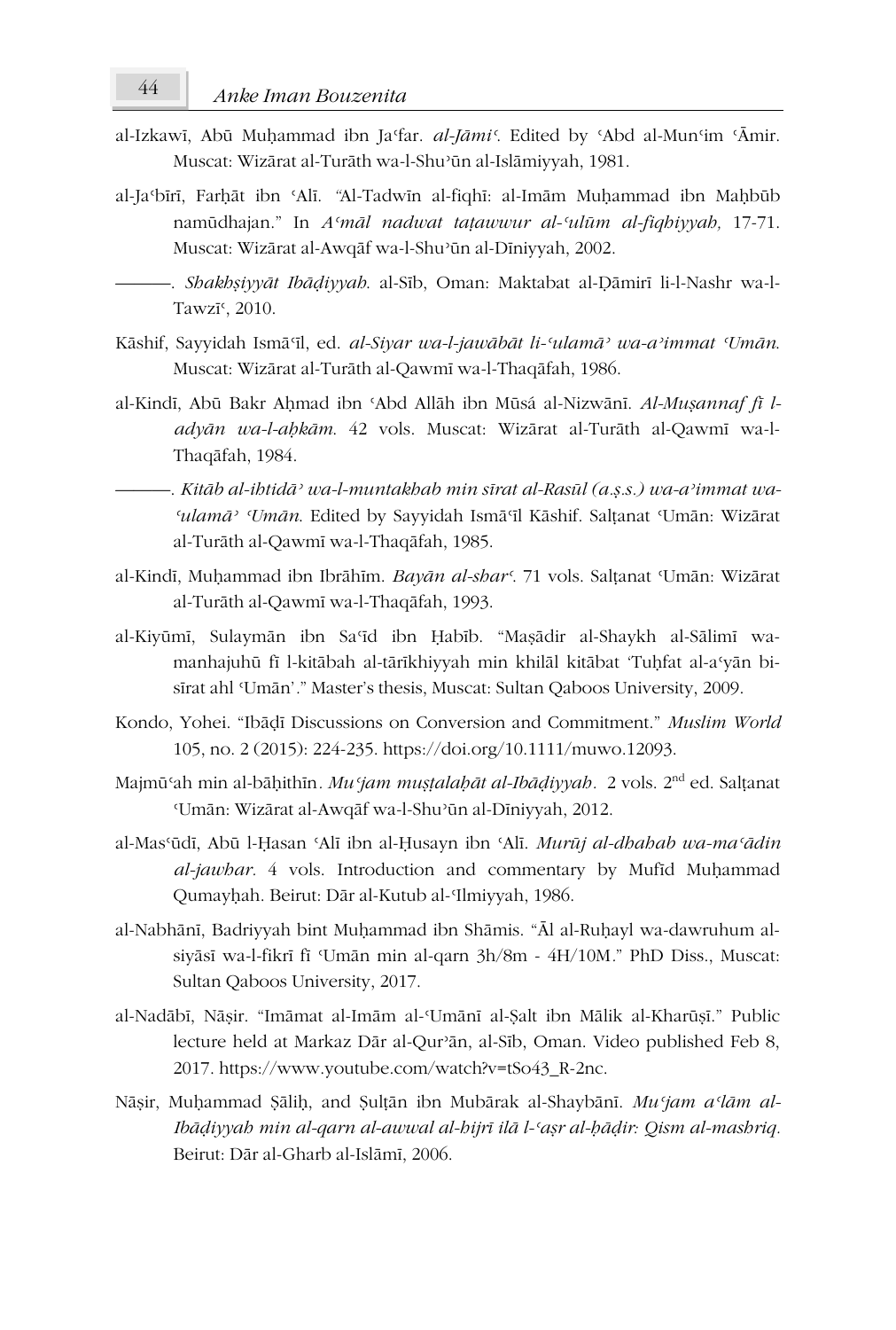al-Izkawī, Abū Muḥammad ibn Jaʿfar. *al-Jāmiʿ*. Edited by ʿAbd al-Munʿim ʿĀmir. Muscat: Wizārat al-Turāth wa-l-Shuʾūn al-Islāmiyyah, 1981.

al-Jaʿbīrī, Farḥāt ibn ʿAlī. "Al-Tadwīn al-fiqhī: al-Imām Muḥammad ibn Maḥbūb namūdhajan." In *Aʿmāl nadwat taṭawwur al-ʿulūm al-fiqhiyyah,* 17-71. Muscat: Wizārat al-Awqāf wa-l-Shuʾūn al-Dīniyyah, 2002.

———. *Shakhṣiyyāt Ibāḍiyyah*. al-Sīb, Oman: Maktabat al-Ḍāmirī li-l-Nashr wa-l-Tawzīʿ, 2010.

Kāshif, Sayyidah Ismāʿīl, ed. *al-Siyar wa-l-jawābāt li-ʿulamāʾ wa-aʾimmat ʿUmān*. Muscat: Wizārat al-Turāth al-Qawmī wa-l-Thaqāfah, 1986.

al-Kindī, Abū Bakr Aḥmad ibn ʿAbd Allāh ibn Mūsá al-Nizwānī. *Al-Muṣannaf fī l-adyān wa-l-aḥkām*. 42 vols. Muscat: Wizārat al-Turāth al-Qawmī wa-l-Thaqāfah, 1984.

———. *Kitāb al-ihtidāʾ wa-l-muntakhab min sīrat al-Rasūl (a.ṣ.s.) wa-aʾimmat wa-ʿulamāʾ ʿUmān*. Edited by Sayyidah Ismāʿīl Kāshif. Salṭanat ʿUmān: Wizārat al-Turāth al-Qawmī wa-l-Thaqāfah, 1985.

al-Kindī, Muḥammad ibn Ibrāhīm. *Bayān al-sharʿ*. 71 vols. Salṭanat ʿUmān: Wizārat al-Turāth al-Qawmī wa-l-Thaqāfah, 1993.

al-Kiyūmī, Sulaymān ibn Saʿīd ibn Ḥabīb. "Maṣādir al-Shaykh al-Sālimī wa-manhajuhū fī l-kitābah al-tārīkhiyyah min khilāl kitābat 'Tuḥfat al-aʿyān bi-sīrat ahl ʿUmān'." Master's thesis, Muscat: Sultan Qaboos University, 2009.

Kondo, Yohei. "Ibāḍī Discussions on Conversion and Commitment." *Muslim World* 105, no. 2 (2015): 224-235. https://doi.org/10.1111/muwo.12093.

Majmūʿah min al-bāḥithīn. *Muʿjam muṣṭalaḥāt al-Ibāḍiyyah*. 2 vols. 2nd ed. Salṭanat ʿUmān: Wizārat al-Awqāf wa-l-Shuʾūn al-Dīniyyah, 2012.

al-Masʿūdī, Abū l-Ḥasan ʿAlī ibn al-Ḥusayn ibn ʿAlī. *Murūj al-dhahab wa-maʿādin al-jawhar*. 4 vols. Introduction and commentary by Mufīd Muḥammad Qumayḥah. Beirut: Dār al-Kutub al-ʿIlmiyyah, 1986.

al-Nabhānī, Badriyyah bint Muḥammad ibn Shāmis. "Āl al-Ruḥayl wa-dawruhum al-siyāsī wa-l-fikrī fī ʿUmān min al-qarn 3h/8m - 4H/10M." PhD Diss., Muscat: Sultan Qaboos University, 2017.

al-Nadābī, Nāṣir. "Imāmat al-Imām al-ʿUmānī al-Ṣalt ibn Mālik al-Kharūṣī." Public lecture held at Markaz Dār al-Qurʾān, al-Sīb, Oman. Video published Feb 8, 2017. https://www.youtube.com/watch?v=tSo43_R-2nc.

Nāṣir, Muḥammad Ṣāliḥ, and Ṣulṭān ibn Mubārak al-Shaybānī. *Muʿjam aʿlām al-Ibāḍiyyah min al-qarn al-awwal al-hijrī ilā l-ʿaṣr al-ḥāḍir: Qism al-mashriq*. Beirut: Dār al-Gharb al-Islāmī, 2006.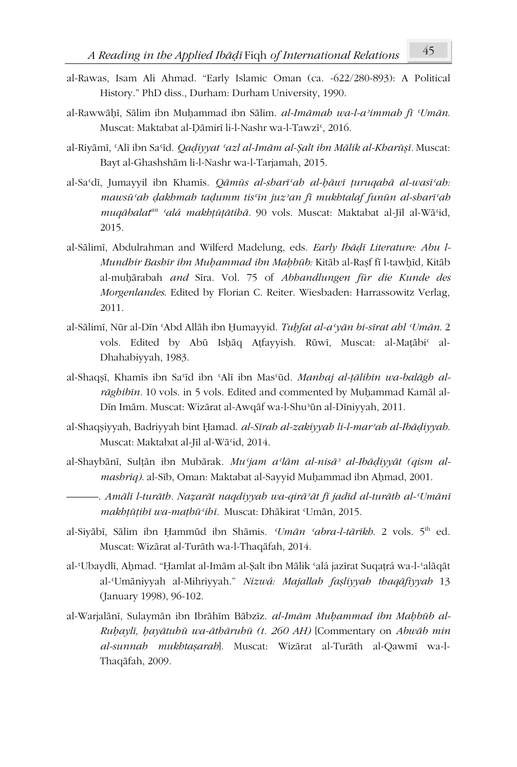al-Rawas, Isam Ali Ahmad. "Early Islamic Oman (ca. -622/280-893): A Political History." PhD diss., Durham: Durham University, 1990.

al-Rawwāḥī, Sālim ibn Muḥammad ibn Sālim. *al-Imāmah wa-l-aʾimmah fī ʿUmān*. Muscat: Maktabat al-Ḍāmirī li-l-Nashr wa-l-Tawzīʿ, 2016.

al-Riyāmī, ʿAlī ibn Saʿīd. *Qaḍiyyat ʿazl al-Imām al-Ṣalt ibn Mālik al-Kharūṣī*. Muscat: Bayt al-Ghashshām li-l-Nashr wa-l-Tarjamah, 2015.

al-Saʿdī, Jumayyil ibn Khamīs. *Qāmūs al-sharīʿah al-ḥāwī ṭuruqahā al-wasīʿah: mawsūʿah ḍakhmah taḍumm tisʿīn juzʾan fī mukhtalaf funūn al-sharīʿah muqābalat^an ʿalá makhṭūṭātihā*. 90 vols. Muscat: Maktabat al-Jīl al-Wāʿid, 2015.

al-Sālimī, Abdulrahman and Wilferd Madelung, eds. *Early Ibāḍī Literature: Abu l-Mundhir Bashīr ibn Muḥammad ibn Maḥbūb:* Kitāb al-Raṣf fī l-tawḥīd*,* Kitāb al-muḥārabah *and* Sīra. Vol. 75 of *Abhandlungen für die Kunde des Morgenlandes*. Edited by Florian C. Reiter. Wiesbaden: Harrassowitz Verlag, 2011.

al-Sālimī, Nūr al-Dīn ʿAbd Allāh ibn Ḥumayyid. *Tuḥfat al-aʿyān bi-sīrat ahl ʿUmān*. 2 vols. Edited by Abū Isḥāq Aṭfayyish. Rūwī, Muscat: al-Maṭābiʿ al-Dhahabiyyah, 1983.

al-Shaqṣī, Khamīs ibn Saʿīd ibn ʿAlī ibn Masʿūd. *Manhaj al-ṭālibīn wa-balāgh al-rāghibīn*. 10 vols. in 5 vols. Edited and commented by Muḥammad Kamāl al-Dīn Imām. Muscat: Wizārat al-Awqāf wa-l-Shuʾūn al-Dīniyyah, 2011.

al-Shaqṣiyyah, Badriyyah bint Ḥamad. *al-Sīrah al-zakiyyah li-l-marʾah al-Ibāḍiyyah*. Muscat: Maktabat al-Jīl al-Wāʿid, 2014.

al-Shaybānī, Sulṭān ibn Mubārak. *Muʿjam aʿlām al-nisāʾ al-Ibāḍiyyāt (qism al-mashriq)*. al-Sīb, Oman: Maktabat al-Sayyid Muḥammad ibn Aḥmad, 2001.

———. *Amālī l-turāth. Naẓarāt naqdiyyah wa-qirāʾāt fī jadīd al-turāth al-ʿUmānī makhṭūṭihī wa-maṭbūʿihī.* Muscat: Dhākirat ʿUmān, 2015.

al-Siyābī, Sālim ibn Ḥammūd ibn Shāmis. *ʿUmān ʿabra-l-tārīkh*. 2 vols. 5th ed. Muscat: Wizārat al-Turāth wa-l-Thaqāfah, 2014.

al-ʿUbaydlī, Aḥmad. "Ḥamlat al-Imām al-Ṣalt ibn Mālik ʿalá jazīrat Suqaṭrá wa-l-ʿalāqāt al-ʿUmāniyyah al-Mihriyyah." *Nizwá: Majallah faṣliyyah thaqāfiyyah* 13 (January 1998), 96-102.

al-Warjalānī, Sulaymān ibn Ibrāhīm Bābzīz. *al-Imām Muḥammad ibn Maḥbūb al-Ruḥaylī, ḥayātuhū wa-āthāruhū (t. 260 AH)* [Commentary on *Abwāb min al-sunnah mukhtaṣarah*]. Muscat: Wizārat al-Turāth al-Qawmī wa-l-Thaqāfah, 2009.